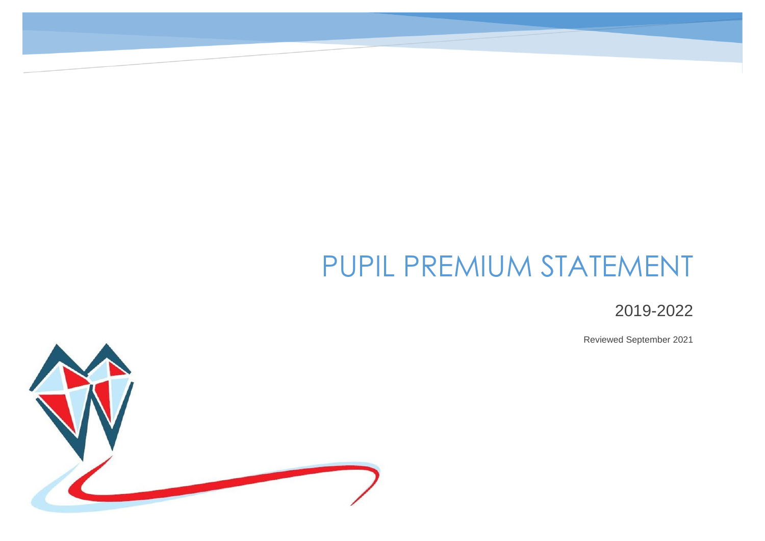# PUPIL PREMIUM STATEMENT

2019-2022

Reviewed September 2021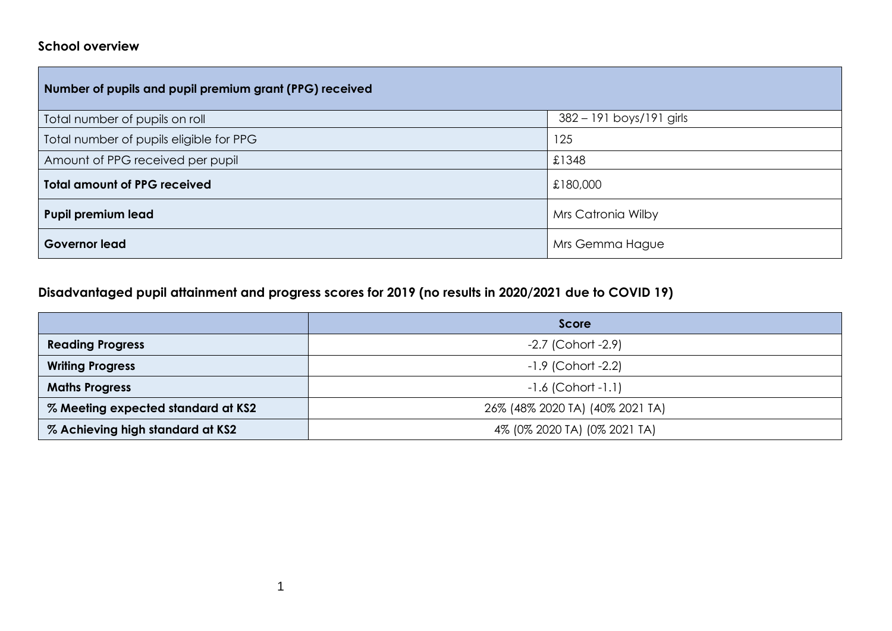## School overview

| Number of pupils and pupil premium grant (PPG) received | |
|---|---|
| Total number of pupils on roll | 382 – 191 boys/191 girls |
| Total number of pupils eligible for PPG | 125 |
| Amount of PPG received per pupil | £1348 |
| **Total amount of PPG received** | £180,000 |
| **Pupil premium lead** | Mrs Catronia Wilby |
| **Governor lead** | Mrs Gemma Hague |

## Disadvantaged pupil attainment and progress scores for 2019 (no results in 2020/2021 due to COVID 19)

| | Score |
|---|---|
| **Reading Progress** | -2.7 (Cohort -2.9) |
| **Writing Progress** | -1.9 (Cohort -2.2) |
| **Maths Progress** | -1.6 (Cohort -1.1) |
| **% Meeting expected standard at KS2** | 26% (48% 2020 TA) (40% 2021 TA) |
| **% Achieving high standard at KS2** | 4% (0% 2020 TA) (0% 2021 TA) |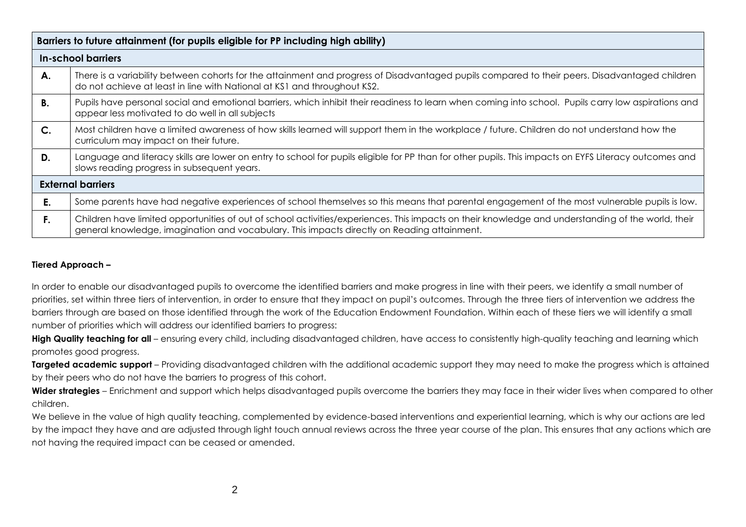| Barriers to future attainment (for pupils eligible for PP including high ability) | |
|---|---|
| **In-school barriers** | |
| **A.** | There is a variability between cohorts for the attainment and progress of Disadvantaged pupils compared to their peers. Disadvantaged children do not achieve at least in line with National at KS1 and throughout KS2. |
| **B.** | Pupils have personal social and emotional barriers, which inhibit their readiness to learn when coming into school. Pupils carry low aspirations and appear less motivated to do well in all subjects |
| **C.** | Most children have a limited awareness of how skills learned will support them in the workplace / future. Children do not understand how the curriculum may impact on their future. |
| **D.** | Language and literacy skills are lower on entry to school for pupils eligible for PP than for other pupils. This impacts on EYFS Literacy outcomes and slows reading progress in subsequent years. |
| **External barriers** | |
| **E.** | Some parents have had negative experiences of school themselves so this means that parental engagement of the most vulnerable pupils is low. |
| **F.** | Children have limited opportunities of out of school activities/experiences. This impacts on their knowledge and understanding of the world, their general knowledge, imagination and vocabulary. This impacts directly on Reading attainment. |

**Tiered Approach –**

In order to enable our disadvantaged pupils to overcome the identified barriers and make progress in line with their peers, we identify a small number of priorities, set within three tiers of intervention, in order to ensure that they impact on pupil's outcomes. Through the three tiers of intervention we address the barriers through are based on those identified through the work of the Education Endowment Foundation. Within each of these tiers we will identify a small number of priorities which will address our identified barriers to progress:

**High Quality teaching for all** – ensuring every child, including disadvantaged children, have access to consistently high-quality teaching and learning which promotes good progress.

**Targeted academic support** – Providing disadvantaged children with the additional academic support they may need to make the progress which is attained by their peers who do not have the barriers to progress of this cohort.

**Wider strategies** – Enrichment and support which helps disadvantaged pupils overcome the barriers they may face in their wider lives when compared to other children.

We believe in the value of high quality teaching, complemented by evidence-based interventions and experiential learning, which is why our actions are led by the impact they have and are adjusted through light touch annual reviews across the three year course of the plan. This ensures that any actions which are not having the required impact can be ceased or amended.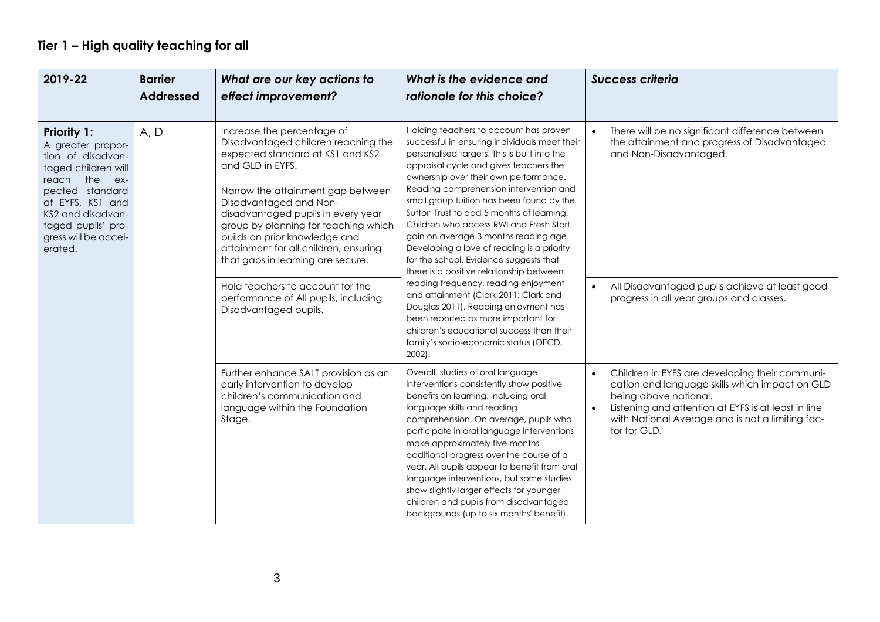## Tier 1 – High quality teaching for all

| 2019-22 | Barrier Addressed | *What are our key actions to effect improvement?* | *What is the evidence and rationale for this choice?* | *Success criteria* |
|---|---|---|---|---|
| **Priority 1:** A greater proportion of disadvantaged children will reach the expected standard at EYFS, KS1 and KS2 and disadvantaged pupils' progress will be accelerated. | A, D | Increase the percentage of Disadvantaged children reaching the expected standard at KS1 and KS2 and GLD in EYFS. | Holding teachers to account has proven successful in ensuring individuals meet their personalised targets. This is built into the appraisal cycle and gives teachers the ownership over their own performance. Reading comprehension intervention and small group tuition has been found by the Sutton Trust to add 5 months of learning. Children who access RWI and Fresh Start gain on average 3 months reading age. Developing a love of reading is a priority for the school. Evidence suggests that there is a positive relationship between reading frequency, reading enjoyment and attainment (Clark 2011; Clark and Douglas 2011). Reading enjoyment has been reported as more important for children's educational success than their family's socio-economic status (OECD, 2002). | • There will be no significant difference between the attainment and progress of Disadvantaged and Non-Disadvantaged. |
| | | Narrow the attainment gap between Disadvantaged and Non-disadvantaged pupils in every year group by planning for teaching which builds on prior knowledge and attainment for all children, ensuring that gaps in learning are secure. | | |
| | | Hold teachers to account for the performance of All pupils, including Disadvantaged pupils. | | • All Disadvantaged pupils achieve at least good progress in all year groups and classes. |
| | | Further enhance SALT provision as an early intervention to develop children's communication and language within the Foundation Stage. | Overall, studies of oral language interventions consistently show positive benefits on learning, including oral language skills and reading comprehension. On average, pupils who participate in oral language interventions make approximately five months' additional progress over the course of a year. All pupils appear to benefit from oral language interventions, but some studies show slightly larger effects for younger children and pupils from disadvantaged backgrounds (up to six months' benefit). | • Children in EYFS are developing their communication and language skills which impact on GLD being above national.<br>• Listening and attention at EYFS is at least in line with National Average and is not a limiting factor for GLD. |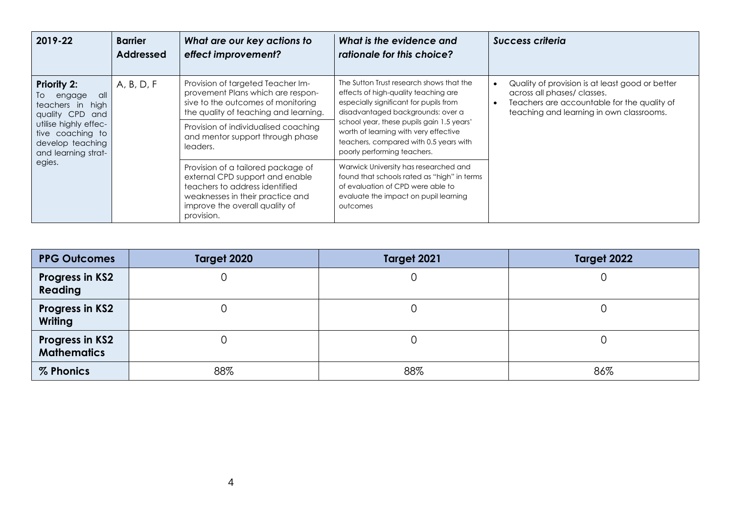| 2019-22 | Barrier Addressed | *What are our key actions to effect improvement?* | *What is the evidence and rationale for this choice?* | *Success criteria* |
|---|---|---|---|---|
| **Priority 2:** To engage all teachers in high quality CPD and utilise highly effective coaching to develop teaching and learning strategies. | A, B, D, F | Provision of targeted Teacher Improvement Plans which are responsive to the outcomes of monitoring the quality of teaching and learning. | The Sutton Trust research shows that the effects of high-quality teaching are especially significant for pupils from disadvantaged backgrounds: over a school year, these pupils gain 1.5 years' worth of learning with very effective teachers, compared with 0.5 years with poorly performing teachers. | • Quality of provision is at least good or better across all phases/ classes.<br>• Teachers are accountable for the quality of teaching and learning in own classrooms. |
| | | Provision of individualised coaching and mentor support through phase leaders. | | |
| | | Provision of a tailored package of external CPD support and enable teachers to address identified weaknesses in their practice and improve the overall quality of provision. | Warwick University has researched and found that schools rated as "high" in terms of evaluation of CPD were able to evaluate the impact on pupil learning outcomes | |

| PPG Outcomes | Target 2020 | Target 2021 | Target 2022 |
|---|---|---|---|
| **Progress in KS2 Reading** | 0 | 0 | 0 |
| **Progress in KS2 Writing** | 0 | 0 | 0 |
| **Progress in KS2 Mathematics** | 0 | 0 | 0 |
| **% Phonics** | 88% | 88% | 86% |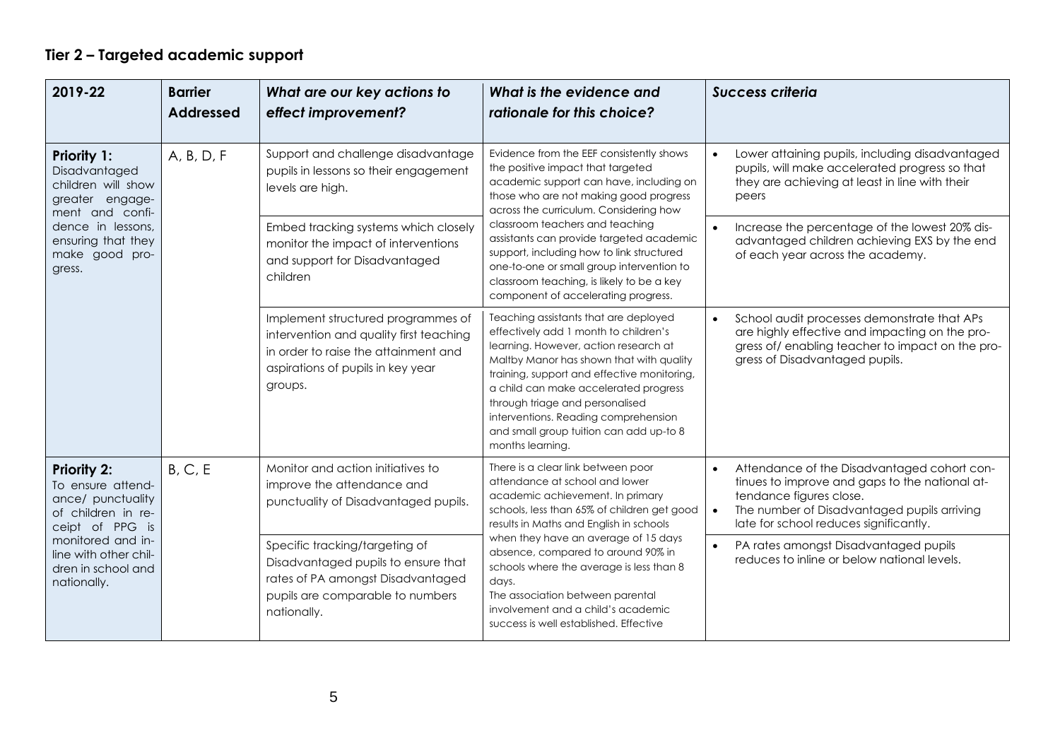## Tier 2 – Targeted academic support

| 2019-22 | Barrier Addressed | *What are our key actions to effect improvement?* | *What is the evidence and rationale for this choice?* | *Success criteria* |
|---|---|---|---|---|
| **Priority 1:** Disadvantaged children will show greater engagement and confidence in lessons, ensuring that they make good progress. | A, B, D, F | Support and challenge disadvantage pupils in lessons so their engagement levels are high. | Evidence from the EEF consistently shows the positive impact that targeted academic support can have, including on those who are not making good progress across the curriculum. Considering how classroom teachers and teaching assistants can provide targeted academic support, including how to link structured one-to-one or small group intervention to classroom teaching, is likely to be a key component of accelerating progress. | • Lower attaining pupils, including disadvantaged pupils, will make accelerated progress so that they are achieving at least in line with their peers |
| | | Embed tracking systems which closely monitor the impact of interventions and support for Disadvantaged children | | • Increase the percentage of the lowest 20% disadvantaged children achieving EXS by the end of each year across the academy. |
| | | Implement structured programmes of intervention and quality first teaching in order to raise the attainment and aspirations of pupils in key year groups. | Teaching assistants that are deployed effectively add 1 month to children's learning. However, action research at Maltby Manor has shown that with quality training, support and effective monitoring, a child can make accelerated progress through triage and personalised interventions. Reading comprehension and small group tuition can add up-to 8 months learning. | • School audit processes demonstrate that APs are highly effective and impacting on the progress of/ enabling teacher to impact on the progress of Disadvantaged pupils. |
| **Priority 2:** To ensure attendance/ punctuality of children in receipt of PPG is monitored and inline with other children in school and nationally. | B, C, E | Monitor and action initiatives to improve the attendance and punctuality of Disadvantaged pupils. | There is a clear link between poor attendance at school and lower academic achievement. In primary schools, less than 65% of children get good results in Maths and English in schools when they have an average of 15 days absence, compared to around 90% in schools where the average is less than 8 days. The association between parental involvement and a child's academic success is well established. Effective | • Attendance of the Disadvantaged cohort continues to improve and gaps to the national attendance figures close. • The number of Disadvantaged pupils arriving late for school reduces significantly. |
| | | Specific tracking/targeting of Disadvantaged pupils to ensure that rates of PA amongst Disadvantaged pupils are comparable to numbers nationally. | | • PA rates amongst Disadvantaged pupils reduces to inline or below national levels. |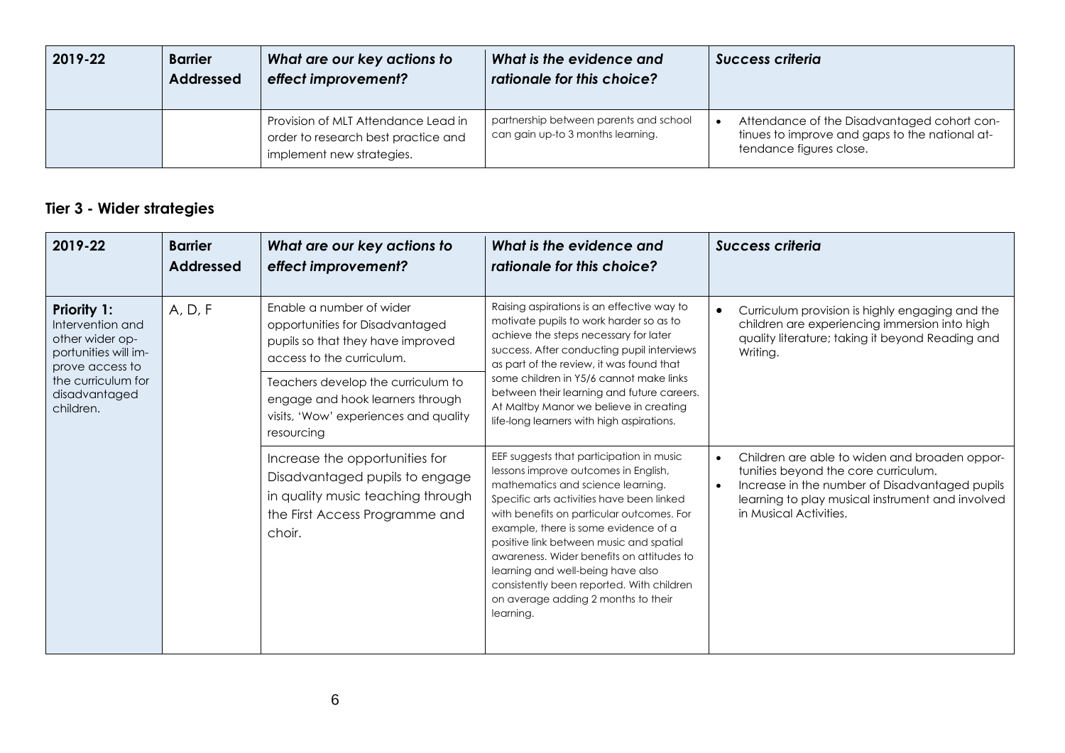| 2019-22 | Barrier Addressed | *What are our key actions to effect improvement?* | *What is the evidence and rationale for this choice?* | *Success criteria* |
|---|---|---|---|---|
| | | Provision of MLT Attendance Lead in order to research best practice and implement new strategies. | partnership between parents and school can gain up-to 3 months learning. | • Attendance of the Disadvantaged cohort continues to improve and gaps to the national attendance figures close. |

## Tier 3 - Wider strategies

| 2019-22 | Barrier Addressed | *What are our key actions to effect improvement?* | *What is the evidence and rationale for this choice?* | *Success criteria* |
|---|---|---|---|---|
| **Priority 1:** Intervention and other wider opportunities will improve access to the curriculum for disadvantaged children. | A, D, F | Enable a number of wider opportunities for Disadvantaged pupils so that they have improved access to the curriculum. | Raising aspirations is an effective way to motivate pupils to work harder so as to achieve the steps necessary for later success. After conducting pupil interviews as part of the review, it was found that some children in Y5/6 cannot make links between their learning and future careers. At Maltby Manor we believe in creating life-long learners with high aspirations. | • Curriculum provision is highly engaging and the children are experiencing immersion into high quality literature; taking it beyond Reading and Writing. |
| | | Teachers develop the curriculum to engage and hook learners through visits, 'Wow' experiences and quality resourcing | | |
| | | Increase the opportunities for Disadvantaged pupils to engage in quality music teaching through the First Access Programme and choir. | EEF suggests that participation in music lessons improve outcomes in English, mathematics and science learning. Specific arts activities have been linked with benefits on particular outcomes. For example, there is some evidence of a positive link between music and spatial awareness. Wider benefits on attitudes to learning and well-being have also consistently been reported. With children on average adding 2 months to their learning. | • Children are able to widen and broaden opportunities beyond the core curriculum.<br>• Increase in the number of Disadvantaged pupils learning to play musical instrument and involved in Musical Activities. |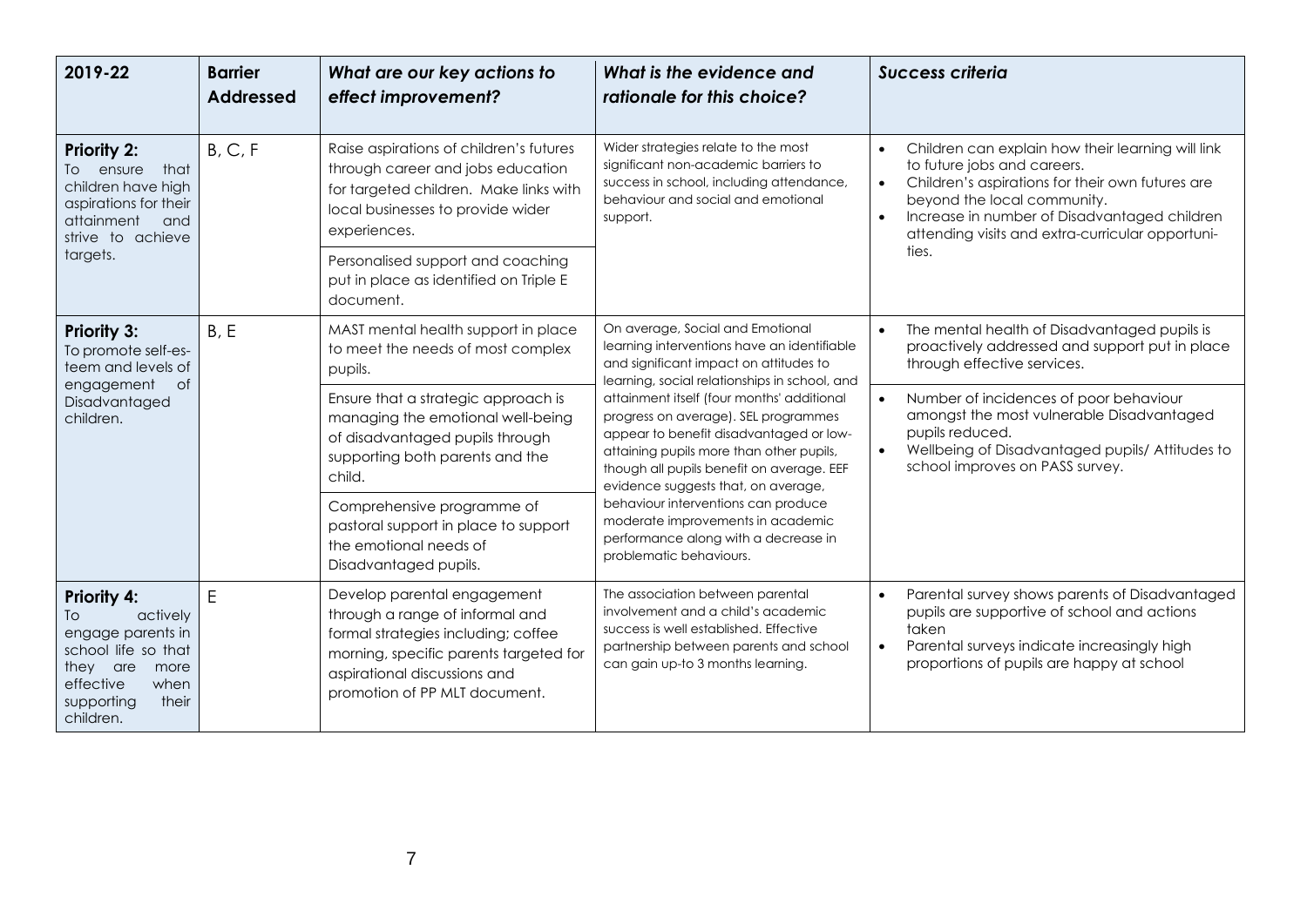| 2019-22 | Barrier Addressed | *What are our key actions to effect improvement?* | *What is the evidence and rationale for this choice?* | *Success criteria* |
|---|---|---|---|---|
| **Priority 2:** To ensure that children have high aspirations for their attainment and strive to achieve targets. | B, C, F | Raise aspirations of children's futures through career and jobs education for targeted children. Make links with local businesses to provide wider experiences. | Wider strategies relate to the most significant non-academic barriers to success in school, including attendance, behaviour and social and emotional support. | • Children can explain how their learning will link to future jobs and careers.<br>• Children's aspirations for their own futures are beyond the local community.<br>• Increase in number of Disadvantaged children attending visits and extra-curricular opportunities. |
| | | Personalised support and coaching put in place as identified on Triple E document. | | |
| **Priority 3:** To promote self-esteem and levels of engagement of Disadvantaged children. | B, E | MAST mental health support in place to meet the needs of most complex pupils. | On average, Social and Emotional learning interventions have an identifiable and significant impact on attitudes to learning, social relationships in school, and attainment itself (four months' additional progress on average). SEL programmes appear to benefit disadvantaged or low-attaining pupils more than other pupils, though all pupils benefit on average. EEF evidence suggests that, on average, behaviour interventions can produce moderate improvements in academic performance along with a decrease in problematic behaviours. | • The mental health of Disadvantaged pupils is proactively addressed and support put in place through effective services. |
| | | Ensure that a strategic approach is managing the emotional well-being of disadvantaged pupils through supporting both parents and the child. | | • Number of incidences of poor behaviour amongst the most vulnerable Disadvantaged pupils reduced.<br>• Wellbeing of Disadvantaged pupils/ Attitudes to school improves on PASS survey. |
| | | Comprehensive programme of pastoral support in place to support the emotional needs of Disadvantaged pupils. | | |
| **Priority 4:** To actively engage parents in school life so that they are more effective when supporting their children. | E | Develop parental engagement through a range of informal and formal strategies including; coffee morning, specific parents targeted for aspirational discussions and promotion of PP MLT document. | The association between parental involvement and a child's academic success is well established. Effective partnership between parents and school can gain up-to 3 months learning. | • Parental survey shows parents of Disadvantaged pupils are supportive of school and actions taken<br>• Parental surveys indicate increasingly high proportions of pupils are happy at school |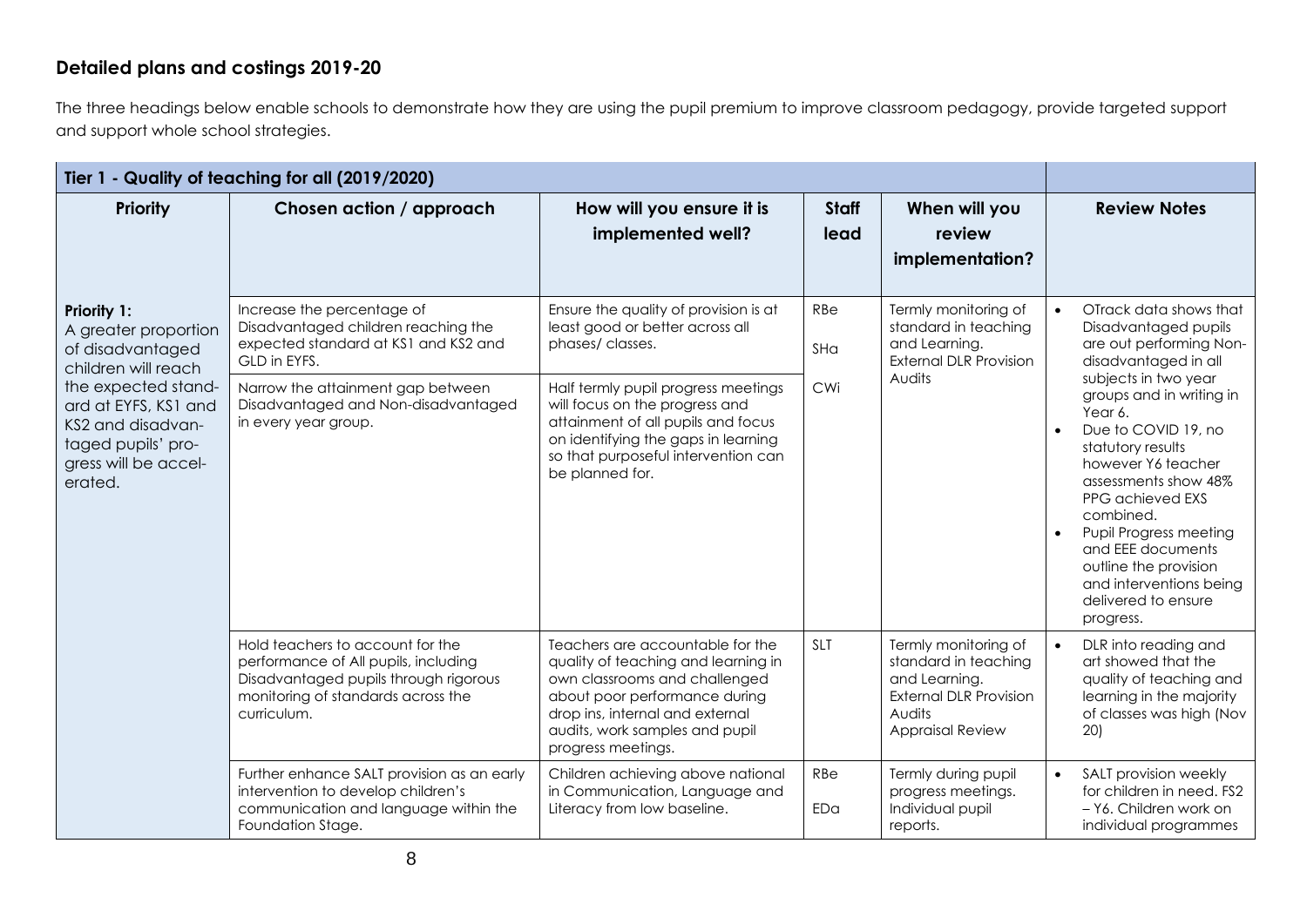## Detailed plans and costings 2019-20

The three headings below enable schools to demonstrate how they are using the pupil premium to improve classroom pedagogy, provide targeted support and support whole school strategies.

| Tier 1 - Quality of teaching for all (2019/2020) | | | | | |
|---|---|---|---|---|---|
| **Priority** | **Chosen action / approach** | **How will you ensure it is implemented well?** | **Staff lead** | **When will you review implementation?** | **Review Notes** |
| **Priority 1:** A greater proportion of disadvantaged children will reach the expected standard at EYFS, KS1 and KS2 and disadvantaged pupils' progress will be accelerated. | Increase the percentage of Disadvantaged children reaching the expected standard at KS1 and KS2 and GLD in EYFS. | Ensure the quality of provision is at least good or better across all phases/ classes. | RBe<br>SHa<br>CWi | Termly monitoring of standard in teaching and Learning. External DLR Provision Audits | • OTrack data shows that Disadvantaged pupils are out performing Non-disadvantaged in all subjects in two year groups and in writing in Year 6.<br>• Due to COVID 19, no statutory results however Y6 teacher assessments show 48% PPG achieved EXS combined.<br>• Pupil Progress meeting and EEE documents outline the provision and interventions being delivered to ensure progress. |
| | Narrow the attainment gap between Disadvantaged and Non-disadvantaged in every year group. | Half termly pupil progress meetings will focus on the progress and attainment of all pupils and focus on identifying the gaps in learning so that purposeful intervention can be planned for. | | | |
| | Hold teachers to account for the performance of All pupils, including Disadvantaged pupils through rigorous monitoring of standards across the curriculum. | Teachers are accountable for the quality of teaching and learning in own classrooms and challenged about poor performance during drop ins, internal and external audits, work samples and pupil progress meetings. | SLT | Termly monitoring of standard in teaching and Learning.<br>External DLR Provision Audits<br>Appraisal Review | • DLR into reading and art showed that the quality of teaching and learning in the majority of classes was high (Nov 20) |
| | Further enhance SALT provision as an early intervention to develop children's communication and language within the Foundation Stage. | Children achieving above national in Communication, Language and Literacy from low baseline. | RBe<br>EDa | Termly during pupil progress meetings.<br>Individual pupil reports. | • SALT provision weekly for children in need. FS2 – Y6. Children work on individual programmes |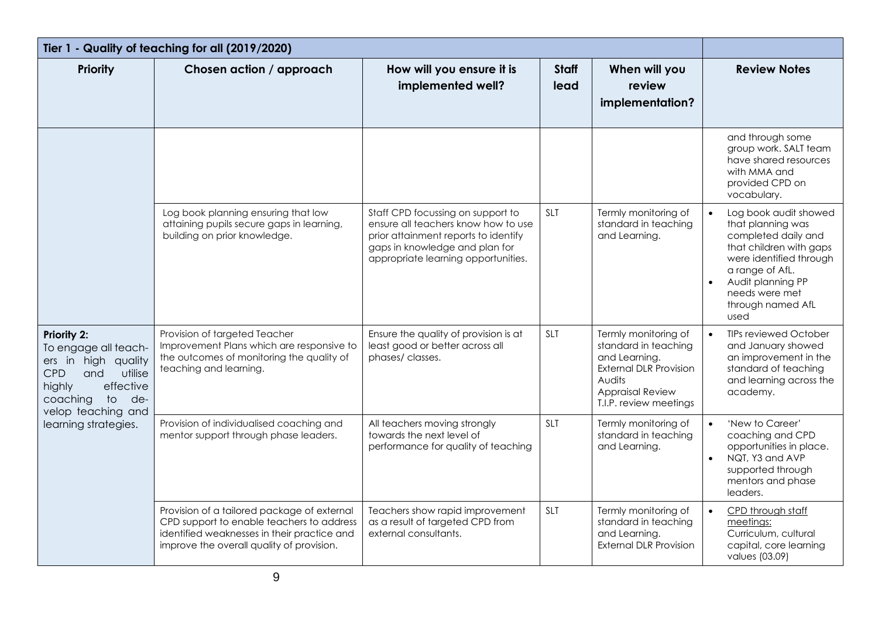| Tier 1 - Quality of teaching for all (2019/2020) | | | | | |
|---|---|---|---|---|---|
| **Priority** | **Chosen action / approach** | **How will you ensure it is implemented well?** | **Staff lead** | **When will you review implementation?** | **Review Notes** |
| | | | | | and through some group work. SALT team have shared resources with MMA and provided CPD on vocabulary. |
| | Log book planning ensuring that low attaining pupils secure gaps in learning, building on prior knowledge. | Staff CPD focussing on support to ensure all teachers know how to use prior attainment reports to identify gaps in knowledge and plan for appropriate learning opportunities. | SLT | Termly monitoring of standard in teaching and Learning. | • Log book audit showed that planning was completed daily and that children with gaps were identified through a range of AfL.<br>• Audit planning PP needs were met through named AfL used |
| **Priority 2:** To engage all teachers in high quality CPD and utilise highly effective coaching to develop teaching and learning strategies. | Provision of targeted Teacher Improvement Plans which are responsive to the outcomes of monitoring the quality of teaching and learning. | Ensure the quality of provision is at least good or better across all phases/ classes. | SLT | Termly monitoring of standard in teaching and Learning.<br>External DLR Provision Audits<br>Appraisal Review<br>T.I.P. review meetings | • TIPs reviewed October and January showed an improvement in the standard of teaching and learning across the academy. |
| | Provision of individualised coaching and mentor support through phase leaders. | All teachers moving strongly towards the next level of performance for quality of teaching | SLT | Termly monitoring of standard in teaching and Learning. | • 'New to Career' coaching and CPD opportunities in place.<br>• NQT, Y3 and AVP supported through mentors and phase leaders. |
| | Provision of a tailored package of external CPD support to enable teachers to address identified weaknesses in their practice and improve the overall quality of provision. | Teachers show rapid improvement as a result of targeted CPD from external consultants. | SLT | Termly monitoring of standard in teaching and Learning.<br>External DLR Provision | • CPD through staff meetings: Curriculum, cultural capital, core learning values (03.09) |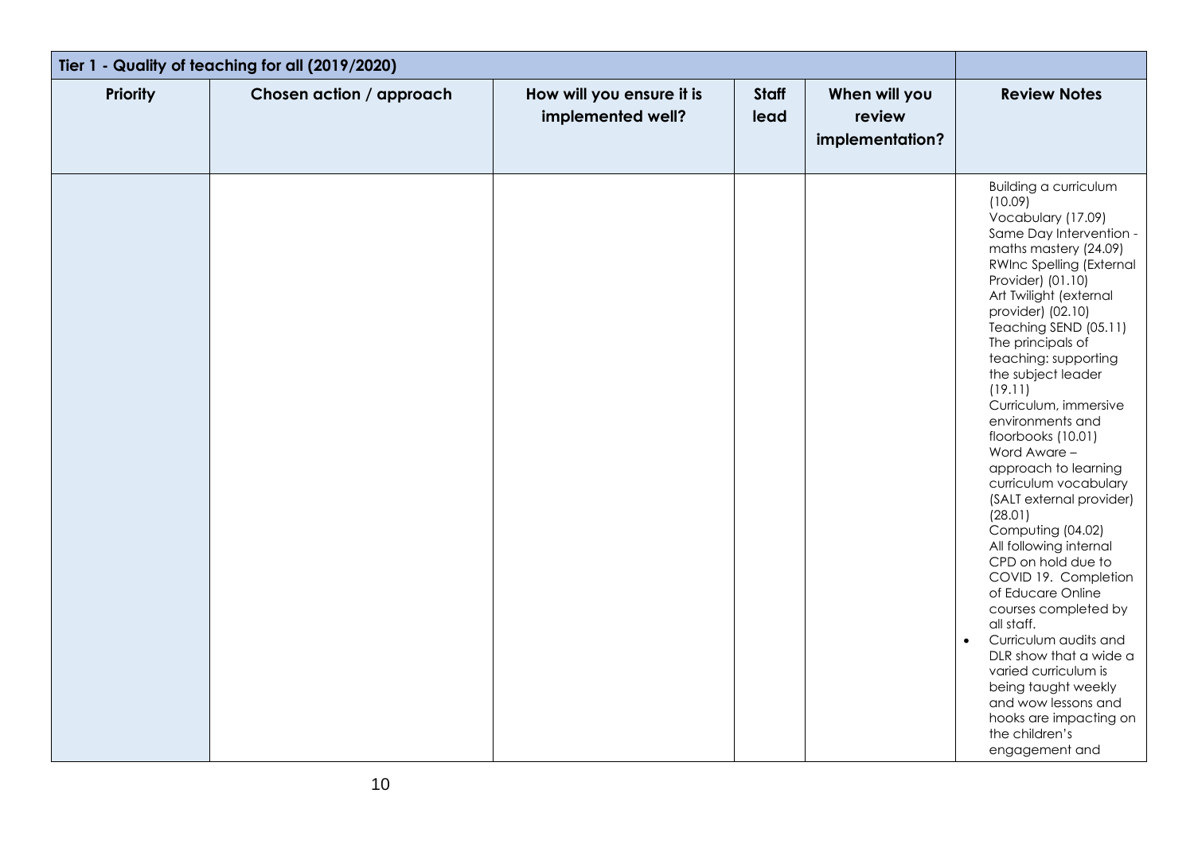| Tier 1 - Quality of teaching for all (2019/2020) | | | | | |
|---|---|---|---|---|---|
| **Priority** | **Chosen action / approach** | **How will you ensure it is implemented well?** | **Staff lead** | **When will you review implementation?** | **Review Notes** |
| | | | | | Building a curriculum (10.09)<br>Vocabulary (17.09)<br>Same Day Intervention - maths mastery (24.09)<br>RWInc Spelling (External Provider) (01.10)<br>Art Twilight (external provider) (02.10)<br>Teaching SEND (05.11)<br>The principals of teaching: supporting the subject leader (19.11)<br>Curriculum, immersive environments and floorbooks (10.01)<br>Word Aware – approach to learning curriculum vocabulary (SALT external provider) (28.01)<br>Computing (04.02)<br>All following internal CPD on hold due to COVID 19. Completion of Educare Online courses completed by all staff.<br>• Curriculum audits and DLR show that a wide a varied curriculum is being taught weekly and wow lessons and hooks are impacting on the children's engagement and |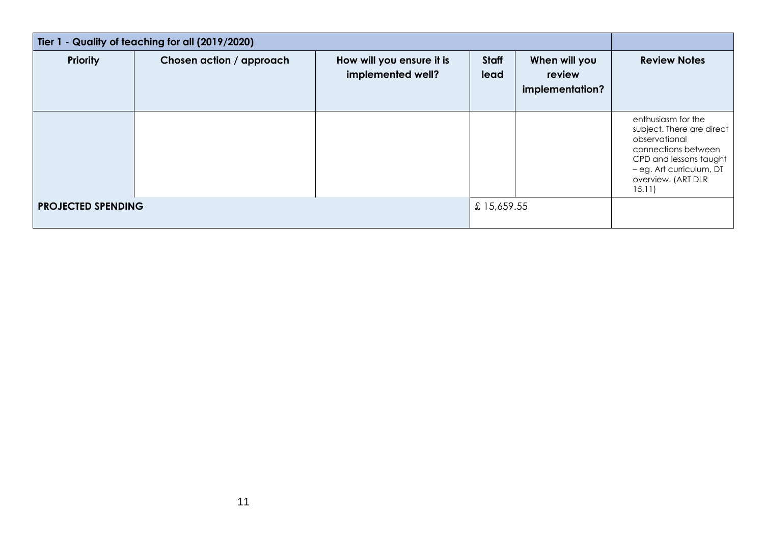| Tier 1 - Quality of teaching for all (2019/2020) | | | | | |
|---|---|---|---|---|---|
| **Priority** | **Chosen action / approach** | **How will you ensure it is implemented well?** | **Staff lead** | **When will you review implementation?** | **Review Notes** |
| | | | | | enthusiasm for the subject. There are direct observational connections between CPD and lessons taught – eg. Art curriculum, DT overview. (ART DLR 15.11) |
| **PROJECTED SPENDING** | | | £ 15,659.55 | | |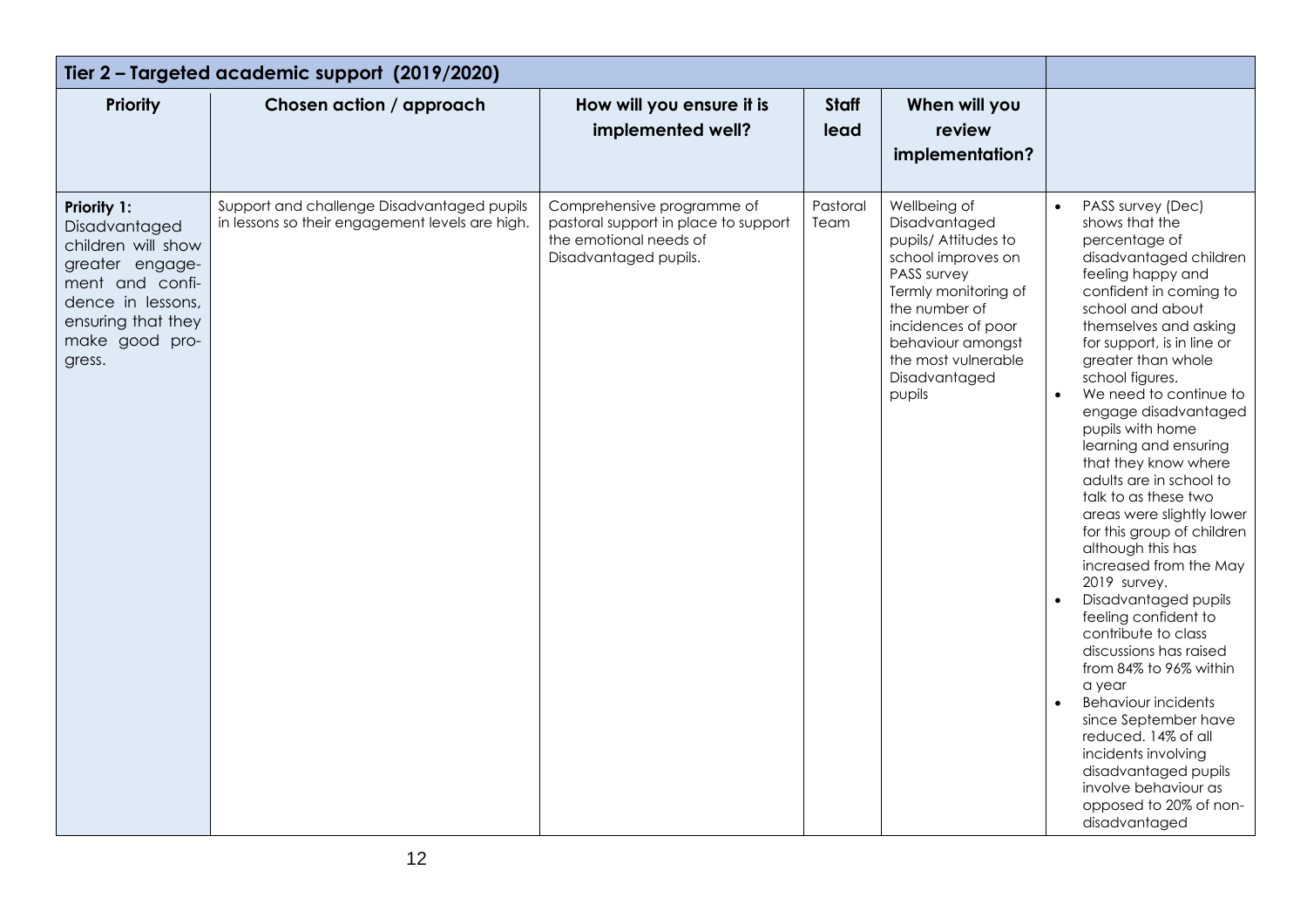| Tier 2 – Targeted academic support (2019/2020) | | | | | |
|---|---|---|---|---|---|
| **Priority** | **Chosen action / approach** | **How will you ensure it is implemented well?** | **Staff lead** | **When will you review implementation?** | |
| **Priority 1:** Disadvantaged children will show greater engagement and confidence in lessons, ensuring that they make good progress. | Support and challenge Disadvantaged pupils in lessons so their engagement levels are high. | Comprehensive programme of pastoral support in place to support the emotional needs of Disadvantaged pupils. | Pastoral Team | Wellbeing of Disadvantaged pupils/ Attitudes to school improves on PASS survey<br>Termly monitoring of the number of incidences of poor behaviour amongst the most vulnerable Disadvantaged pupils | • PASS survey (Dec) shows that the percentage of disadvantaged children feeling happy and confident in coming to school and about themselves and asking for support, is in line or greater than whole school figures.<br>• We need to continue to engage disadvantaged pupils with home learning and ensuring that they know where adults are in school to talk to as these two areas were slightly lower for this group of children although this has increased from the May 2019 survey.<br>• Disadvantaged pupils feeling confident to contribute to class discussions has raised from 84% to 96% within a year<br>• Behaviour incidents since September have reduced. 14% of all incidents involving disadvantaged pupils involve behaviour as opposed to 20% of non-disadvantaged |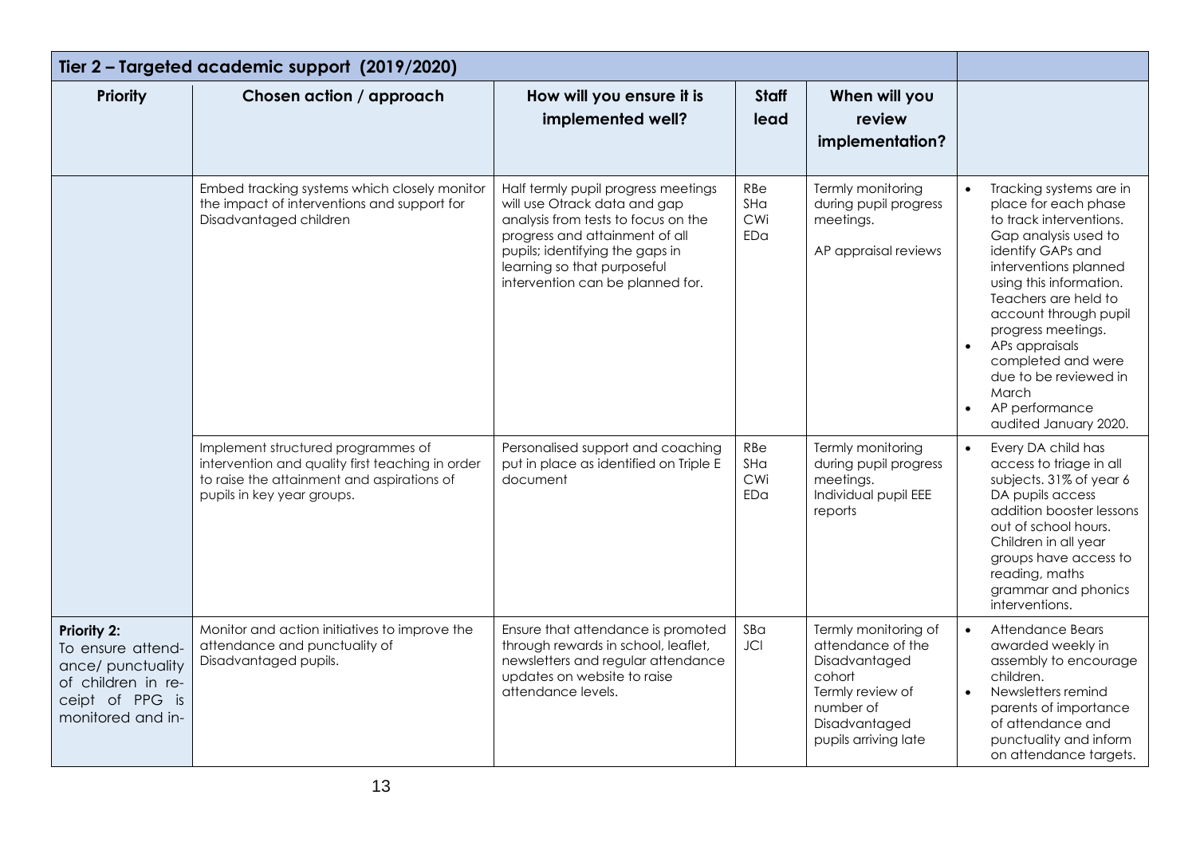| Tier 2 – Targeted academic support (2019/2020) | | | | | |
|---|---|---|---|---|---|
| **Priority** | **Chosen action / approach** | **How will you ensure it is implemented well?** | **Staff lead** | **When will you review implementation?** | |
| | Embed tracking systems which closely monitor the impact of interventions and support for Disadvantaged children | Half termly pupil progress meetings will use Otrack data and gap analysis from tests to focus on the progress and attainment of all pupils; identifying the gaps in learning so that purposeful intervention can be planned for. | RBe SHa CWi EDa | Termly monitoring during pupil progress meetings. AP appraisal reviews | • Tracking systems are in place for each phase to track interventions. Gap analysis used to identify GAPs and interventions planned using this information. Teachers are held to account through pupil progress meetings. • APs appraisals completed and were due to be reviewed in March • AP performance audited January 2020. |
| | Implement structured programmes of intervention and quality first teaching in order to raise the attainment and aspirations of pupils in key year groups. | Personalised support and coaching put in place as identified on Triple E document | RBe SHa CWi EDa | Termly monitoring during pupil progress meetings. Individual pupil EEE reports | • Every DA child has access to triage in all subjects. 31% of year 6 DA pupils access addition booster lessons out of school hours. Children in all year groups have access to reading, maths grammar and phonics interventions. |
| **Priority 2:** To ensure attendance/ punctuality of children in receipt of PPG is monitored and in- | Monitor and action initiatives to improve the attendance and punctuality of Disadvantaged pupils. | Ensure that attendance is promoted through rewards in school, leaflet, newsletters and regular attendance updates on website to raise attendance levels. | SBa JCl | Termly monitoring of attendance of the Disadvantaged cohort Termly review of number of Disadvantaged pupils arriving late | • Attendance Bears awarded weekly in assembly to encourage children. • Newsletters remind parents of importance of attendance and punctuality and inform on attendance targets. |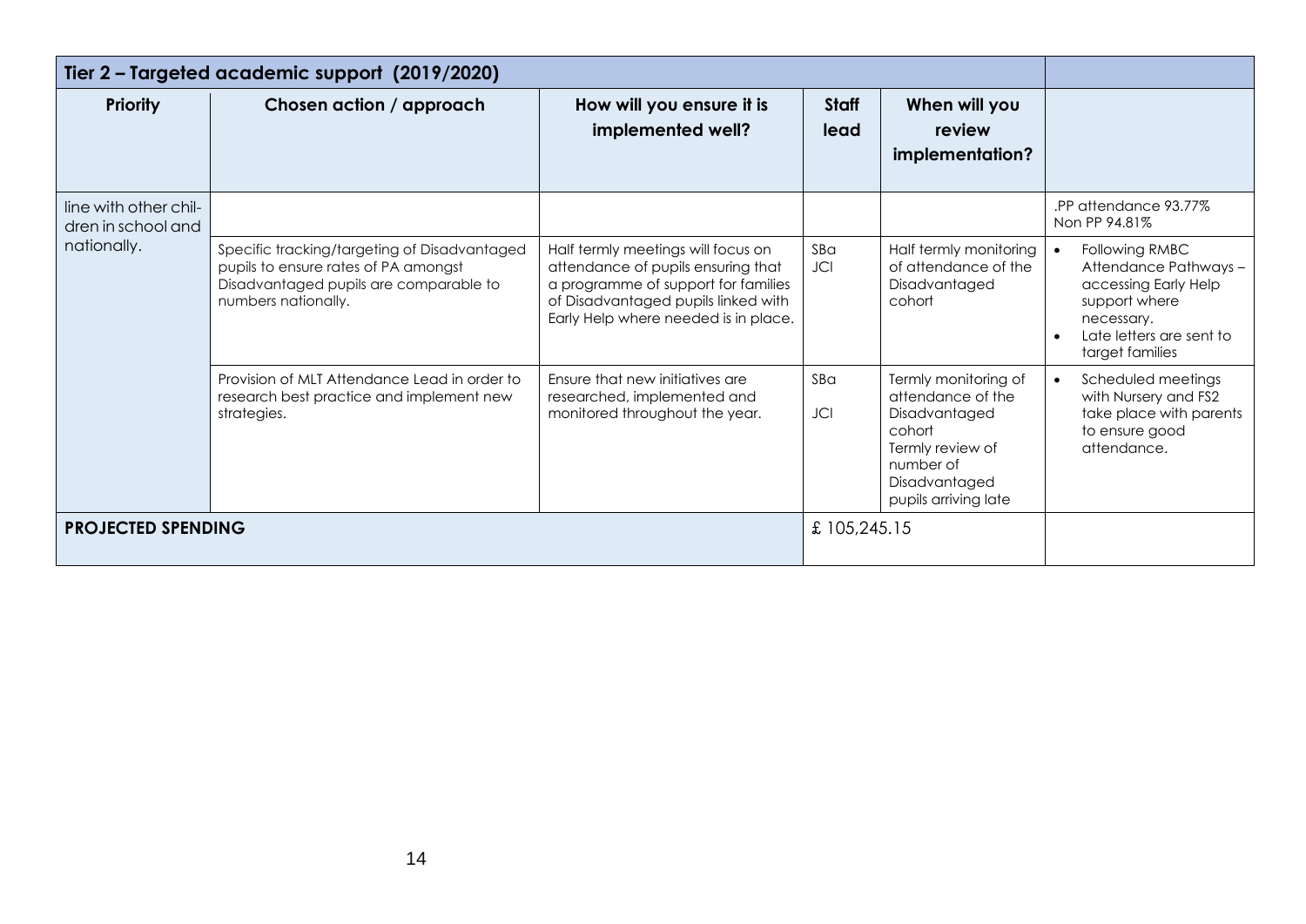| Tier 2 – Targeted academic support (2019/2020) | | | | | |
|---|---|---|---|---|---|
| **Priority** | **Chosen action / approach** | **How will you ensure it is implemented well?** | **Staff lead** | **When will you review implementation?** | |
| line with other children in school and nationally. | | | | | .PP attendance 93.77% Non PP 94.81% |
| | Specific tracking/targeting of Disadvantaged pupils to ensure rates of PA amongst Disadvantaged pupils are comparable to numbers nationally. | Half termly meetings will focus on attendance of pupils ensuring that a programme of support for families of Disadvantaged pupils linked with Early Help where needed is in place. | SBa JCl | Half termly monitoring of attendance of the Disadvantaged cohort | • Following RMBC Attendance Pathways – accessing Early Help support where necessary. • Late letters are sent to target families |
| | Provision of MLT Attendance Lead in order to research best practice and implement new strategies. | Ensure that new initiatives are researched, implemented and monitored throughout the year. | SBa JCl | Termly monitoring of attendance of the Disadvantaged cohort Termly review of number of Disadvantaged pupils arriving late | • Scheduled meetings with Nursery and FS2 take place with parents to ensure good attendance. |
| **PROJECTED SPENDING** | | | £ 105,245.15 | | |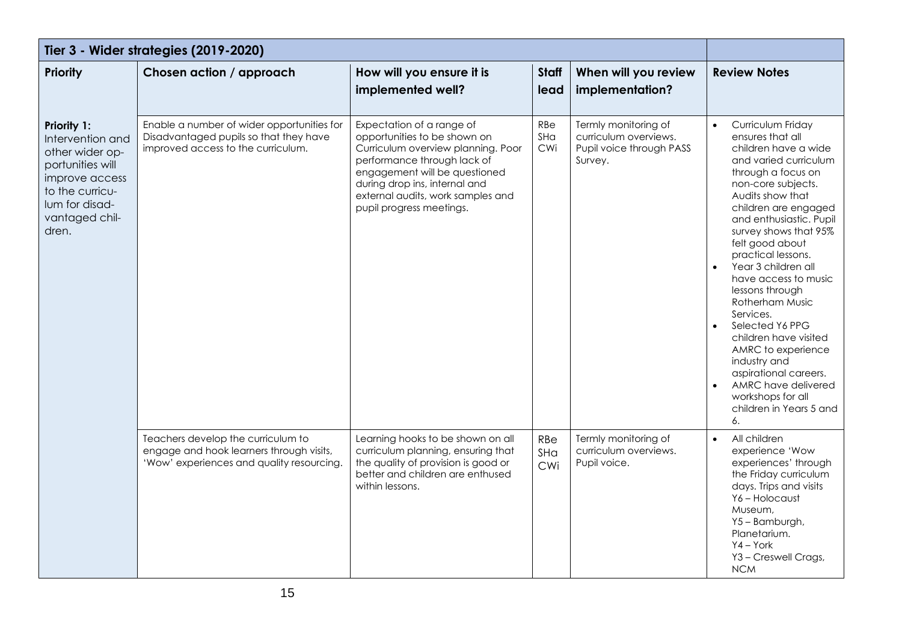| Tier 3 - Wider strategies (2019-2020) | | | | | |
|---|---|---|---|---|---|
| **Priority** | **Chosen action / approach** | **How will you ensure it is implemented well?** | **Staff lead** | **When will you review implementation?** | **Review Notes** |
| **Priority 1:** Intervention and other wider opportunities will improve access to the curriculum for disadvantaged children. | Enable a number of wider opportunities for Disadvantaged pupils so that they have improved access to the curriculum. | Expectation of a range of opportunities to be shown on Curriculum overview planning. Poor performance through lack of engagement will be questioned during drop ins, internal and external audits, work samples and pupil progress meetings. | RBe SHa CWi | Termly monitoring of curriculum overviews. Pupil voice through PASS Survey. | • Curriculum Friday ensures that all children have a wide and varied curriculum through a focus on non-core subjects. Audits show that children are engaged and enthusiastic. Pupil survey shows that 95% felt good about practical lessons.<br>• Year 3 children all have access to music lessons through Rotherham Music Services.<br>• Selected Y6 PPG children have visited AMRC to experience industry and aspirational careers.<br>• AMRC have delivered workshops for all children in Years 5 and 6. |
| | Teachers develop the curriculum to engage and hook learners through visits, 'Wow' experiences and quality resourcing. | Learning hooks to be shown on all curriculum planning, ensuring that the quality of provision is good or better and children are enthused within lessons. | RBe SHa CWi | Termly monitoring of curriculum overviews. Pupil voice. | • All children experience 'Wow experiences' through the Friday curriculum days. Trips and visits Y6 – Holocaust Museum, Y5 – Bamburgh, Planetarium. Y4 – York Y3 – Creswell Crags, NCM |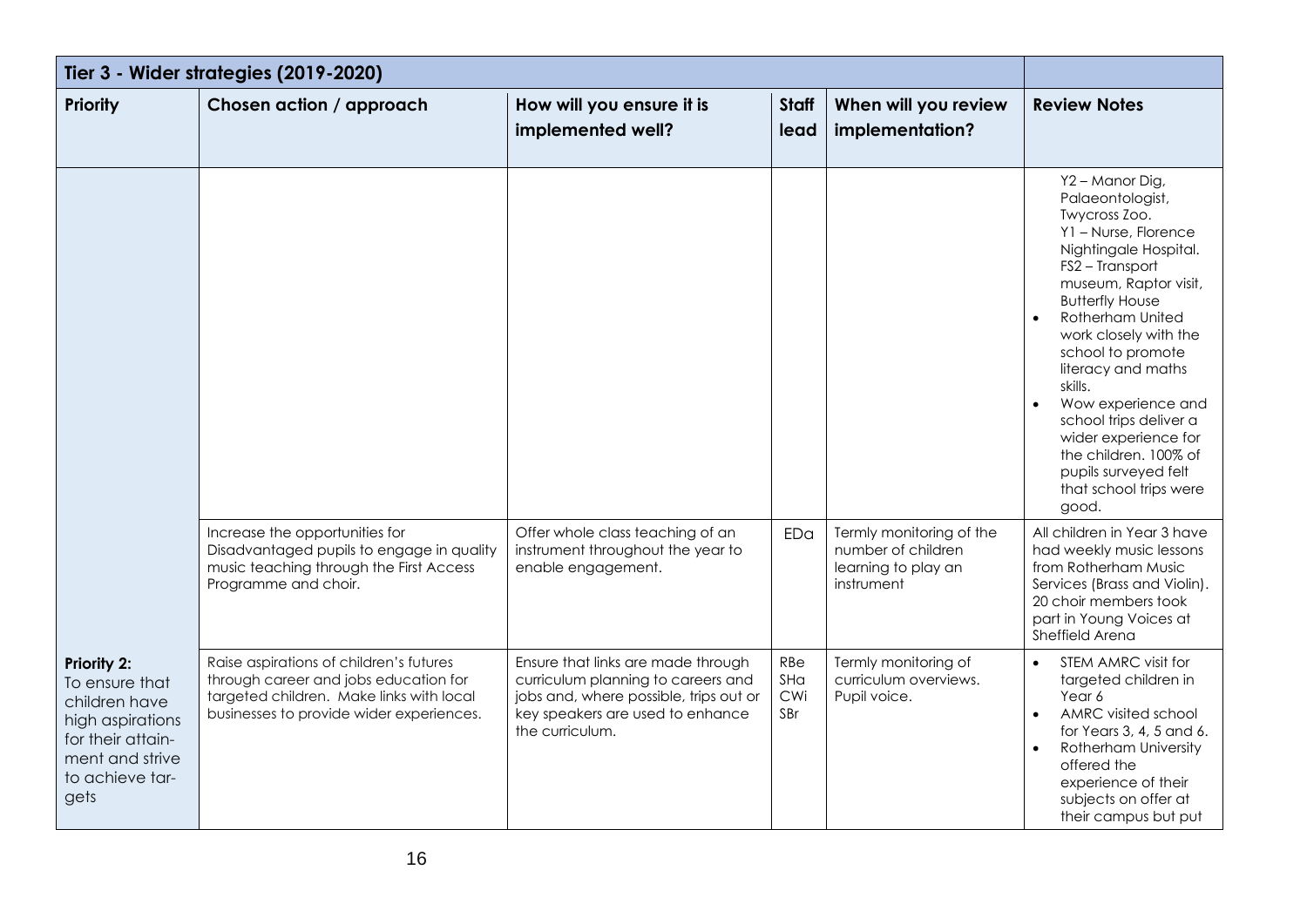| Tier 3 - Wider strategies (2019-2020) | | | | | |
|---|---|---|---|---|---|
| **Priority** | **Chosen action / approach** | **How will you ensure it is implemented well?** | **Staff lead** | **When will you review implementation?** | **Review Notes** |
| | | | | | Y2 – Manor Dig, Palaeontologist, Twycross Zoo.<br>Y1 – Nurse, Florence Nightingale Hospital.<br>FS2 – Transport museum, Raptor visit, Butterfly House<br>• Rotherham United work closely with the school to promote literacy and maths skills.<br>• Wow experience and school trips deliver a wider experience for the children. 100% of pupils surveyed felt that school trips were good. |
| | Increase the opportunities for Disadvantaged pupils to engage in quality music teaching through the First Access Programme and choir. | Offer whole class teaching of an instrument throughout the year to enable engagement. | EDa | Termly monitoring of the number of children learning to play an instrument | All children in Year 3 have had weekly music lessons from Rotherham Music Services (Brass and Violin). 20 choir members took part in Young Voices at Sheffield Arena |
| **Priority 2:** To ensure that children have high aspirations for their attainment and strive to achieve targets | Raise aspirations of children's futures through career and jobs education for targeted children. Make links with local businesses to provide wider experiences. | Ensure that links are made through curriculum planning to careers and jobs and, where possible, trips out or key speakers are used to enhance the curriculum. | RBe<br>SHa<br>CWi<br>SBr | Termly monitoring of curriculum overviews. Pupil voice. | • STEM AMRC visit for targeted children in Year 6<br>• AMRC visited school for Years 3, 4, 5 and 6.<br>• Rotherham University offered the experience of their subjects on offer at their campus but put |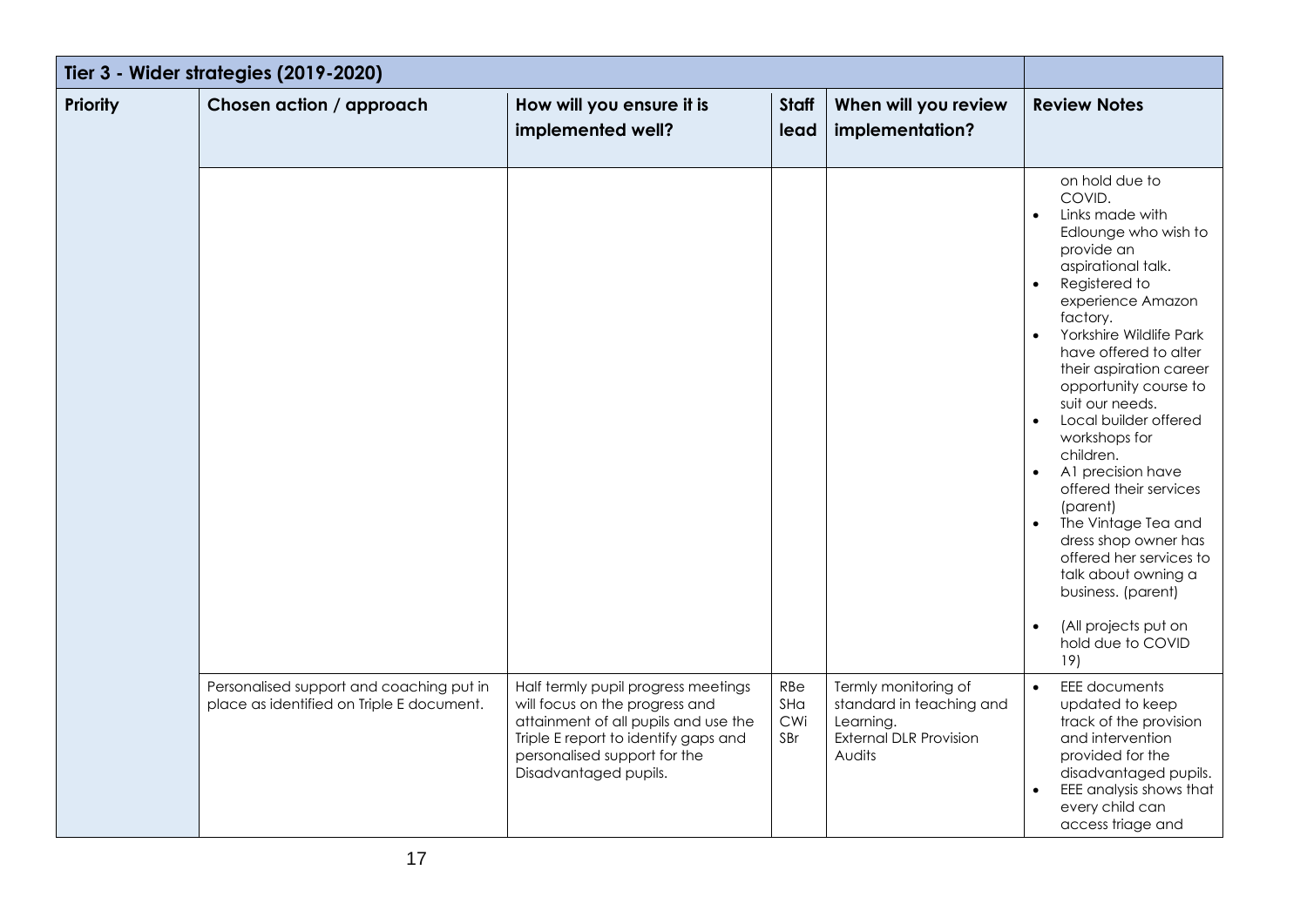| Tier 3 - Wider strategies (2019-2020) | | | | | |
|---|---|---|---|---|---|
| **Priority** | **Chosen action / approach** | **How will you ensure it is implemented well?** | **Staff lead** | **When will you review implementation?** | **Review Notes** |
| | | | | | on hold due to COVID.<br>• Links made with Edlounge who wish to provide an aspirational talk.<br>• Registered to experience Amazon factory.<br>• Yorkshire Wildlife Park have offered to alter their aspiration career opportunity course to suit our needs.<br>• Local builder offered workshops for children.<br>• A1 precision have offered their services (parent)<br>• The Vintage Tea and dress shop owner has offered her services to talk about owning a business. (parent)<br>• (All projects put on hold due to COVID 19) |
| | Personalised support and coaching put in place as identified on Triple E document. | Half termly pupil progress meetings will focus on the progress and attainment of all pupils and use the Triple E report to identify gaps and personalised support for the Disadvantaged pupils. | RBe<br>SHa<br>CWi<br>SBr | Termly monitoring of standard in teaching and Learning.<br>External DLR Provision Audits | • EEE documents updated to keep track of the provision and intervention provided for the disadvantaged pupils.<br>• EEE analysis shows that every child can access triage and |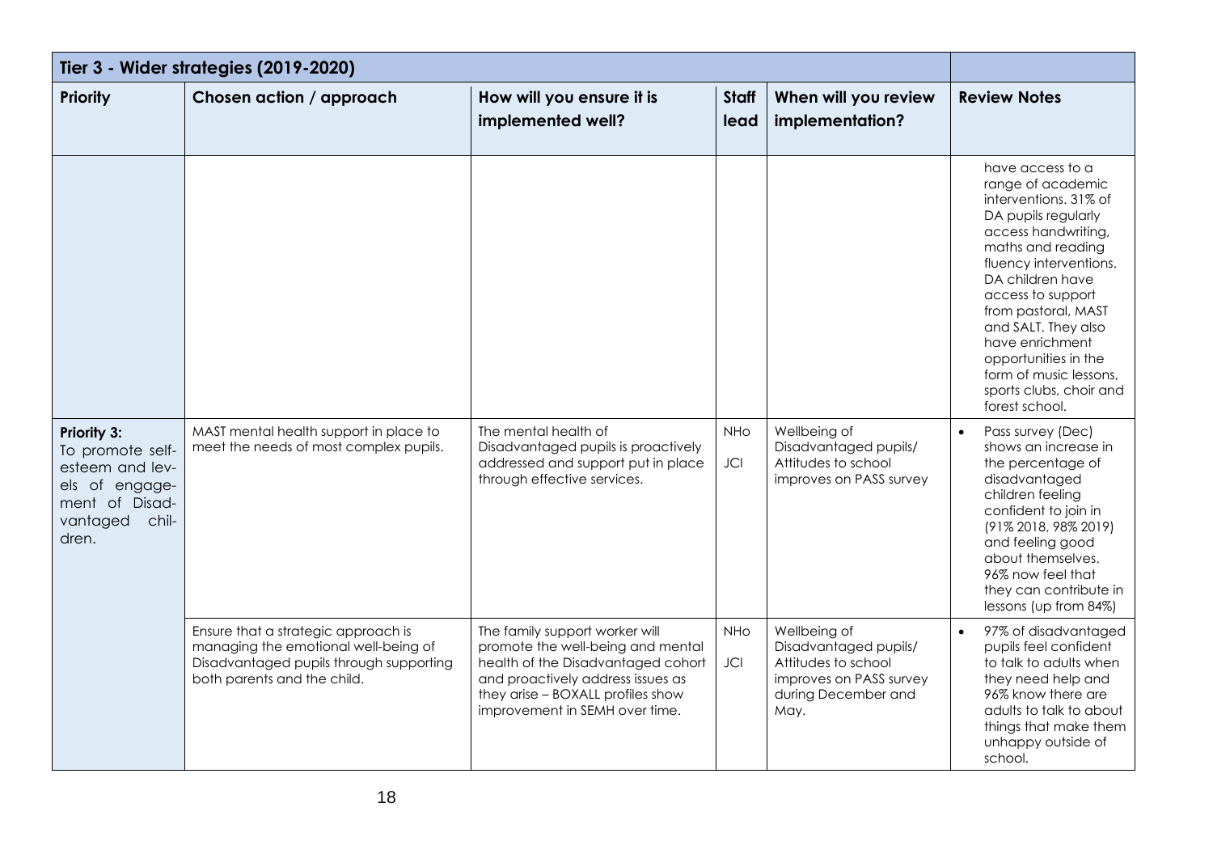| Tier 3 - Wider strategies (2019-2020) | | | | | |
|---|---|---|---|---|---|
| **Priority** | **Chosen action / approach** | **How will you ensure it is implemented well?** | **Staff lead** | **When will you review implementation?** | **Review Notes** |
| | | | | | have access to a range of academic interventions. 31% of DA pupils regularly access handwriting, maths and reading fluency interventions. DA children have access to support from pastoral, MAST and SALT. They also have enrichment opportunities in the form of music lessons, sports clubs, choir and forest school. |
| **Priority 3:** To promote self-esteem and levels of engagement of Disadvantaged children. | MAST mental health support in place to meet the needs of most complex pupils. | The mental health of Disadvantaged pupils is proactively addressed and support put in place through effective services. | NHo JCl | Wellbeing of Disadvantaged pupils/ Attitudes to school improves on PASS survey | • Pass survey (Dec) shows an increase in the percentage of disadvantaged children feeling confident to join in (91% 2018, 98% 2019) and feeling good about themselves. 96% now feel that they can contribute in lessons (up from 84%) |
| | Ensure that a strategic approach is managing the emotional well-being of Disadvantaged pupils through supporting both parents and the child. | The family support worker will promote the well-being and mental health of the Disadvantaged cohort and proactively address issues as they arise – BOXALL profiles show improvement in SEMH over time. | NHo JCl | Wellbeing of Disadvantaged pupils/ Attitudes to school improves on PASS survey during December and May. | • 97% of disadvantaged pupils feel confident to talk to adults when they need help and 96% know there are adults to talk to about things that make them unhappy outside of school. |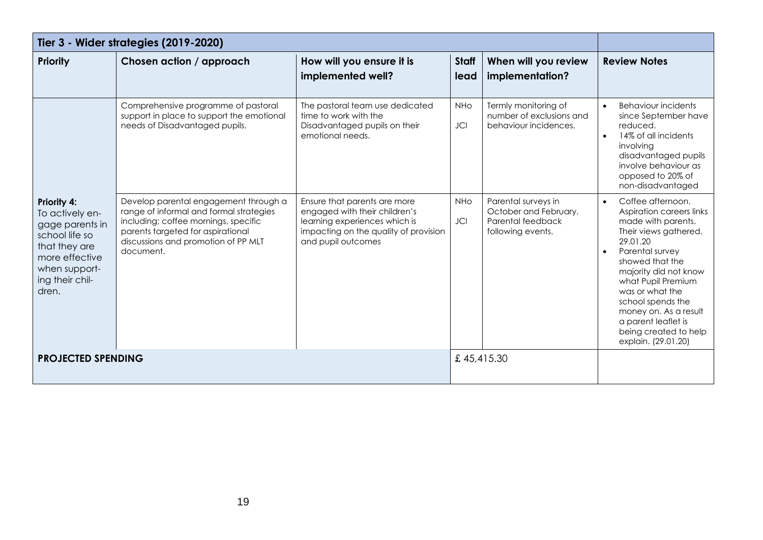| Tier 3 - Wider strategies (2019-2020) | | | | | |
|---|---|---|---|---|---|
| **Priority** | **Chosen action / approach** | **How will you ensure it is implemented well?** | **Staff lead** | **When will you review implementation?** | **Review Notes** |
| **Priority 4:** To actively engage parents in school life so that they are more effective when supporting their children. | Comprehensive programme of pastoral support in place to support the emotional needs of Disadvantaged pupils. | The pastoral team use dedicated time to work with the Disadvantaged pupils on their emotional needs. | NHo JCl | Termly monitoring of number of exclusions and behaviour incidences. | • Behaviour incidents since September have reduced. • 14% of all incidents involving disadvantaged pupils involve behaviour as opposed to 20% of non-disadvantaged |
| | Develop parental engagement through a range of informal and formal strategies including; coffee mornings, specific parents targeted for aspirational discussions and promotion of PP MLT document. | Ensure that parents are more engaged with their children's learning experiences which is impacting on the quality of provision and pupil outcomes | NHo JCl | Parental surveys in October and February. Parental feedback following events. | • Coffee afternoon. Aspiration careers links made with parents. Their views gathered. 29.01.20 • Parental survey showed that the majority did not know what Pupil Premium was or what the school spends the money on. As a result a parent leaflet is being created to help explain. (29.01.20) |
| **PROJECTED SPENDING** | | | £ 45,415.30 | | |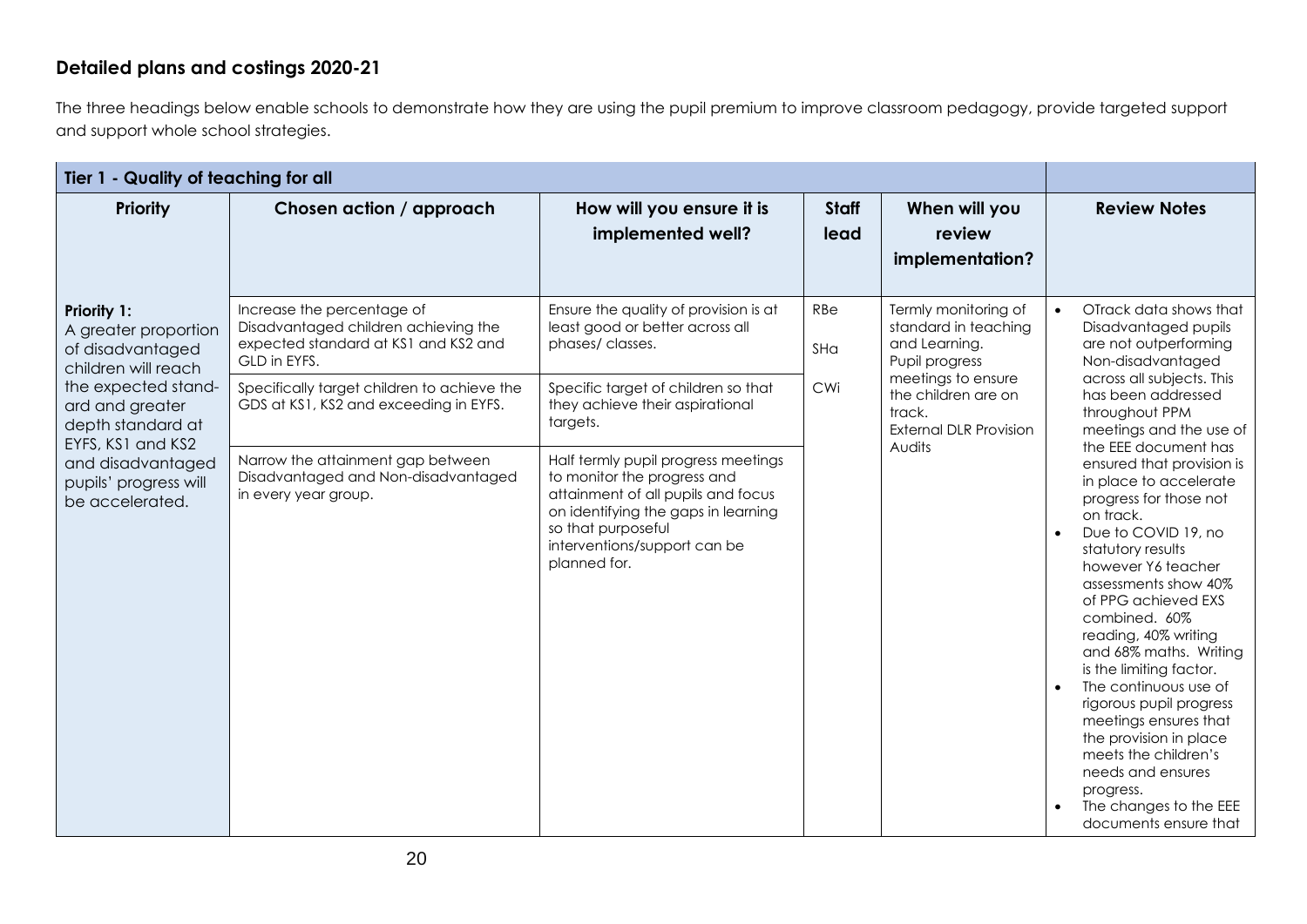## Detailed plans and costings 2020-21

The three headings below enable schools to demonstrate how they are using the pupil premium to improve classroom pedagogy, provide targeted support and support whole school strategies.

| Tier 1 - Quality of teaching for all | | | | | |
|---|---|---|---|---|---|
| **Priority** | **Chosen action / approach** | **How will you ensure it is implemented well?** | **Staff lead** | **When will you review implementation?** | **Review Notes** |
| **Priority 1:** A greater proportion of disadvantaged children will reach the expected standard and greater depth standard at EYFS, KS1 and KS2 and disadvantaged pupils' progress will be accelerated. | Increase the percentage of Disadvantaged children achieving the expected standard at KS1 and KS2 and GLD in EYFS. | Ensure the quality of provision is at least good or better across all phases/ classes. | RBe<br>SHa<br>CWi | Termly monitoring of standard in teaching and Learning.<br>Pupil progress meetings to ensure the children are on track.<br>External DLR Provision Audits | • OTrack data shows that Disadvantaged pupils are not outperforming Non-disadvantaged across all subjects. This has been addressed throughout PPM meetings and the use of the EEE document has ensured that provision is in place to accelerate progress for those not on track.<br>• Due to COVID 19, no statutory results however Y6 teacher assessments show 40% of PPG achieved EXS combined. 60% reading, 40% writing and 68% maths. Writing is the limiting factor.<br>• The continuous use of rigorous pupil progress meetings ensures that the provision in place meets the children's needs and ensures progress.<br>• The changes to the EEE documents ensure that |
| | Specifically target children to achieve the GDS at KS1, KS2 and exceeding in EYFS. | Specific target of children so that they achieve their aspirational targets. | | | |
| | Narrow the attainment gap between Disadvantaged and Non-disadvantaged in every year group. | Half termly pupil progress meetings to monitor the progress and attainment of all pupils and focus on identifying the gaps in learning so that purposeful interventions/support can be planned for. | | | |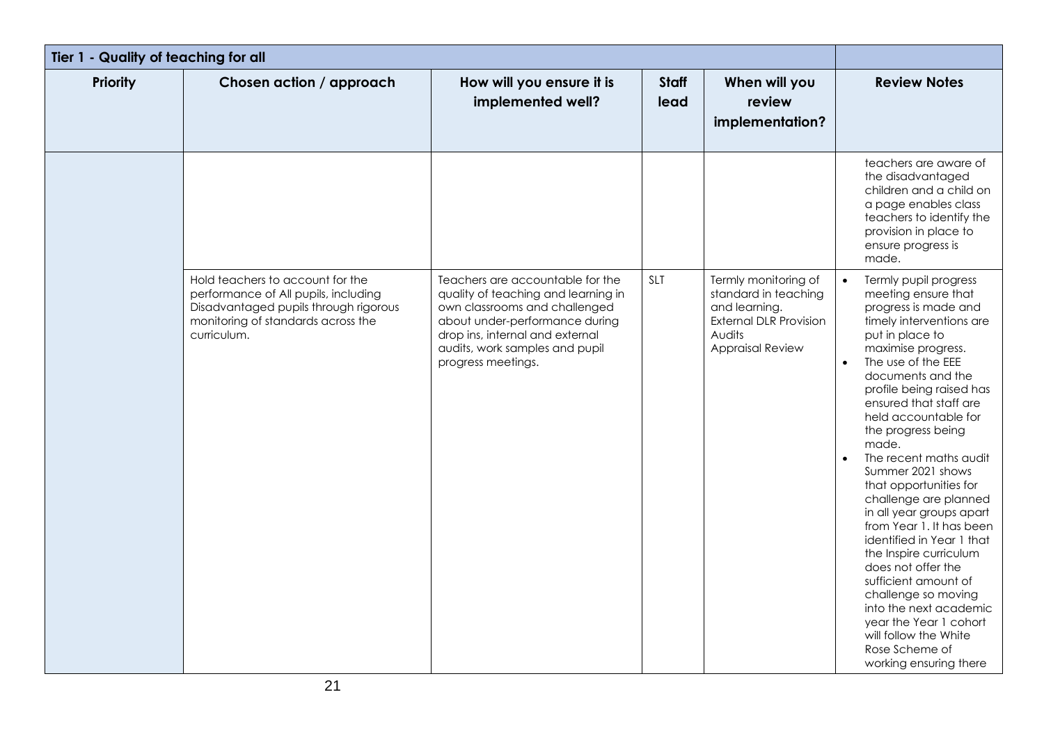| Tier 1 - Quality of teaching for all | | | | | |
|---|---|---|---|---|---|
| **Priority** | **Chosen action / approach** | **How will you ensure it is implemented well?** | **Staff lead** | **When will you review implementation?** | **Review Notes** |
| | | | | | teachers are aware of the disadvantaged children and a child on a page enables class teachers to identify the provision in place to ensure progress is made. |
| | Hold teachers to account for the performance of All pupils, including Disadvantaged pupils through rigorous monitoring of standards across the curriculum. | Teachers are accountable for the quality of teaching and learning in own classrooms and challenged about under-performance during drop ins, internal and external audits, work samples and pupil progress meetings. | SLT | Termly monitoring of standard in teaching and learning.<br>External DLR Provision Audits<br>Appraisal Review | • Termly pupil progress meeting ensure that progress is made and timely interventions are put in place to maximise progress.<br>• The use of the EEE documents and the profile being raised has ensured that staff are held accountable for the progress being made.<br>• The recent maths audit Summer 2021 shows that opportunities for challenge are planned in all year groups apart from Year 1. It has been identified in Year 1 that the Inspire curriculum does not offer the sufficient amount of challenge so moving into the next academic year the Year 1 cohort will follow the White Rose Scheme of working ensuring there |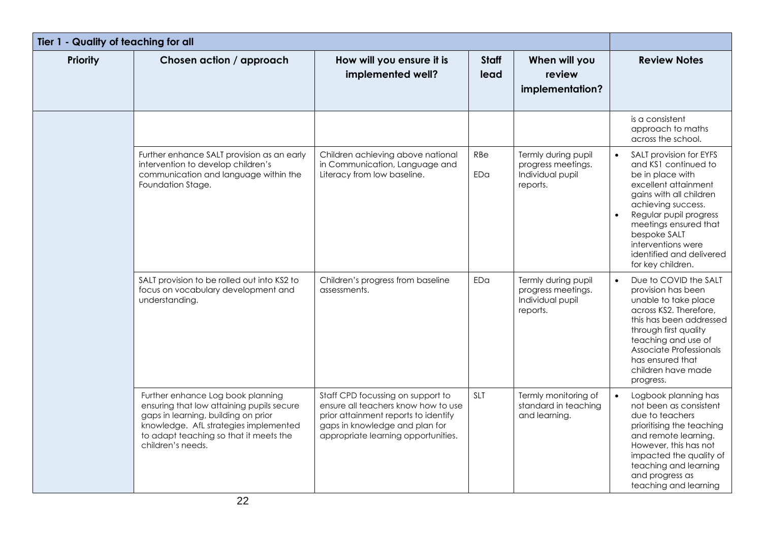| Tier 1 - Quality of teaching for all | | | | | |
|---|---|---|---|---|---|
| **Priority** | **Chosen action / approach** | **How will you ensure it is implemented well?** | **Staff lead** | **When will you review implementation?** | **Review Notes** |
| | | | | | is a consistent approach to maths across the school. |
| | Further enhance SALT provision as an early intervention to develop children's communication and language within the Foundation Stage. | Children achieving above national in Communication, Language and Literacy from low baseline. | RBe<br>EDa | Termly during pupil progress meetings. Individual pupil reports. | • SALT provision for EYFS and KS1 continued to be in place with excellent attainment gains with all children achieving success.<br>• Regular pupil progress meetings ensured that bespoke SALT interventions were identified and delivered for key children. |
| | SALT provision to be rolled out into KS2 to focus on vocabulary development and understanding. | Children's progress from baseline assessments. | EDa | Termly during pupil progress meetings. Individual pupil reports. | • Due to COVID the SALT provision has been unable to take place across KS2. Therefore, this has been addressed through first quality teaching and use of Associate Professionals has ensured that children have made progress. |
| | Further enhance Log book planning ensuring that low attaining pupils secure gaps in learning, building on prior knowledge. AfL strategies implemented to adapt teaching so that it meets the children's needs. | Staff CPD focussing on support to ensure all teachers know how to use prior attainment reports to identify gaps in knowledge and plan for appropriate learning opportunities. | SLT | Termly monitoring of standard in teaching and learning. | • Logbook planning has not been as consistent due to teachers prioritising the teaching and remote learning. However, this has not impacted the quality of teaching and learning and progress as teaching and learning |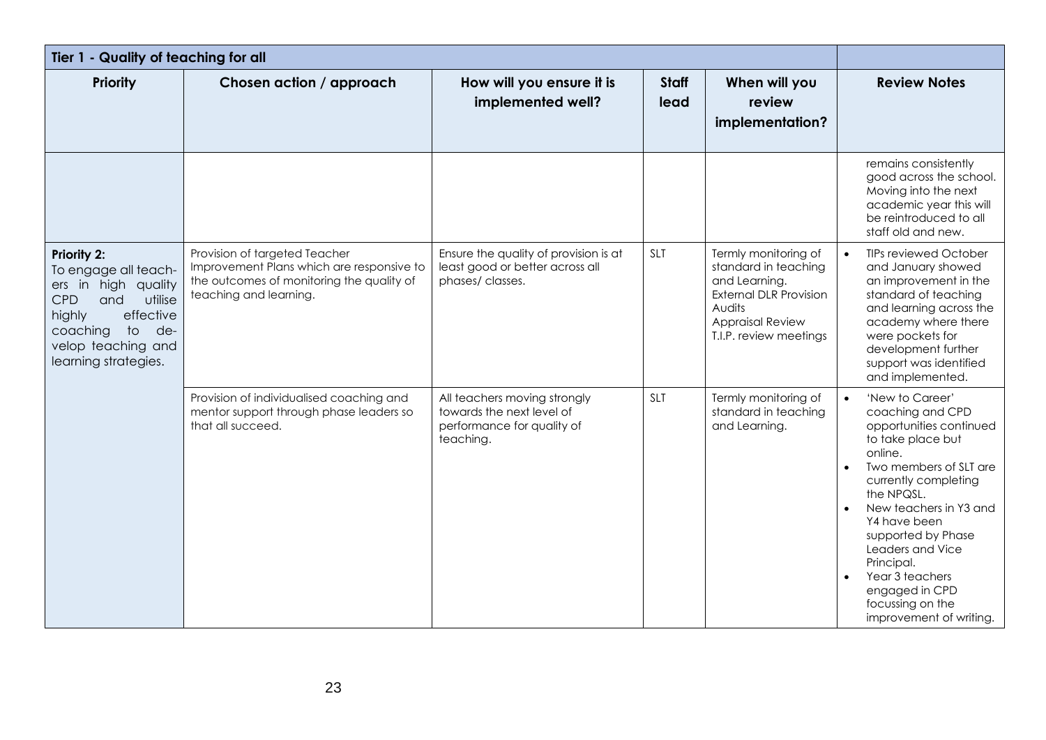| Tier 1 - Quality of teaching for all | | | | | |
|---|---|---|---|---|---|
| **Priority** | **Chosen action / approach** | **How will you ensure it is implemented well?** | **Staff lead** | **When will you review implementation?** | **Review Notes** |
| | | | | | remains consistently good across the school. Moving into the next academic year this will be reintroduced to all staff old and new. |
| **Priority 2:** To engage all teachers in high quality CPD and utilise highly effective coaching to develop teaching and learning strategies. | Provision of targeted Teacher Improvement Plans which are responsive to the outcomes of monitoring the quality of teaching and learning. | Ensure the quality of provision is at least good or better across all phases/ classes. | SLT | Termly monitoring of standard in teaching and Learning. External DLR Provision Audits Appraisal Review T.I.P. review meetings | • TIPs reviewed October and January showed an improvement in the standard of teaching and learning across the academy where there were pockets for development further support was identified and implemented. |
| | Provision of individualised coaching and mentor support through phase leaders so that all succeed. | All teachers moving strongly towards the next level of performance for quality of teaching. | SLT | Termly monitoring of standard in teaching and Learning. | • 'New to Career' coaching and CPD opportunities continued to take place but online. • Two members of SLT are currently completing the NPQSL. • New teachers in Y3 and Y4 have been supported by Phase Leaders and Vice Principal. • Year 3 teachers engaged in CPD focussing on the improvement of writing. |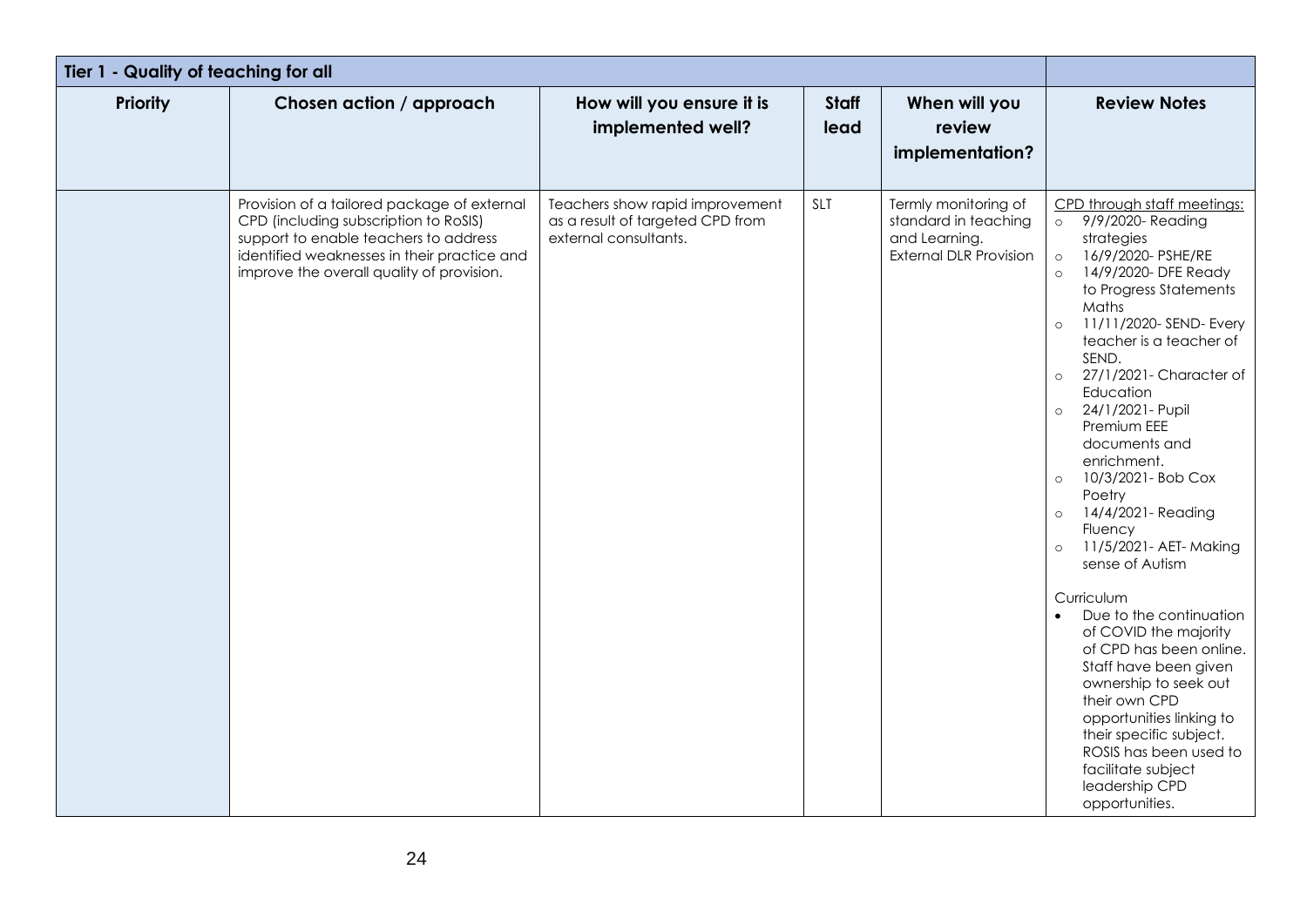| Tier 1 - Quality of teaching for all | | | | | |
|---|---|---|---|---|---|
| **Priority** | **Chosen action / approach** | **How will you ensure it is implemented well?** | **Staff lead** | **When will you review implementation?** | **Review Notes** |
| | Provision of a tailored package of external CPD (including subscription to RoSIS) support to enable teachers to address identified weaknesses in their practice and improve the overall quality of provision. | Teachers show rapid improvement as a result of targeted CPD from external consultants. | SLT | Termly monitoring of standard in teaching and Learning. External DLR Provision | CPD through staff meetings:<br>○ 9/9/2020- Reading strategies<br>○ 16/9/2020- PSHE/RE<br>○ 14/9/2020- DFE Ready to Progress Statements Maths<br>○ 11/11/2020- SEND- Every teacher is a teacher of SEND.<br>○ 27/1/2021- Character of Education<br>○ 24/1/2021- Pupil Premium EEE documents and enrichment.<br>○ 10/3/2021- Bob Cox Poetry<br>○ 14/4/2021- Reading Fluency<br>○ 11/5/2021- AET- Making sense of Autism<br><br>Curriculum<br>• Due to the continuation of COVID the majority of CPD has been online. Staff have been given ownership to seek out their own CPD opportunities linking to their specific subject. ROSIS has been used to facilitate subject leadership CPD opportunities. |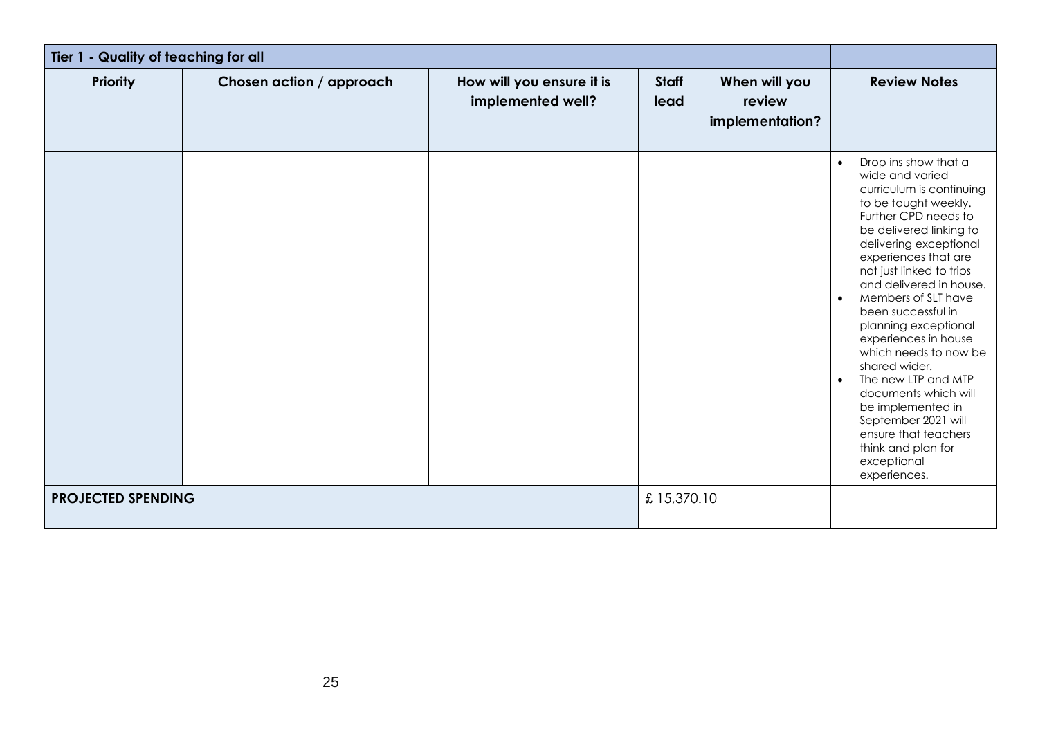| Tier 1 - Quality of teaching for all | | | | | |
|---|---|---|---|---|---|
| **Priority** | **Chosen action / approach** | **How will you ensure it is implemented well?** | **Staff lead** | **When will you review implementation?** | **Review Notes** |
| | | | | | • Drop ins show that a wide and varied curriculum is continuing to be taught weekly. Further CPD needs to be delivered linking to delivering exceptional experiences that are not just linked to trips and delivered in house.<br>• Members of SLT have been successful in planning exceptional experiences in house which needs to now be shared wider.<br>• The new LTP and MTP documents which will be implemented in September 2021 will ensure that teachers think and plan for exceptional experiences. |
| **PROJECTED SPENDING** | | | £ 15,370.10 | | |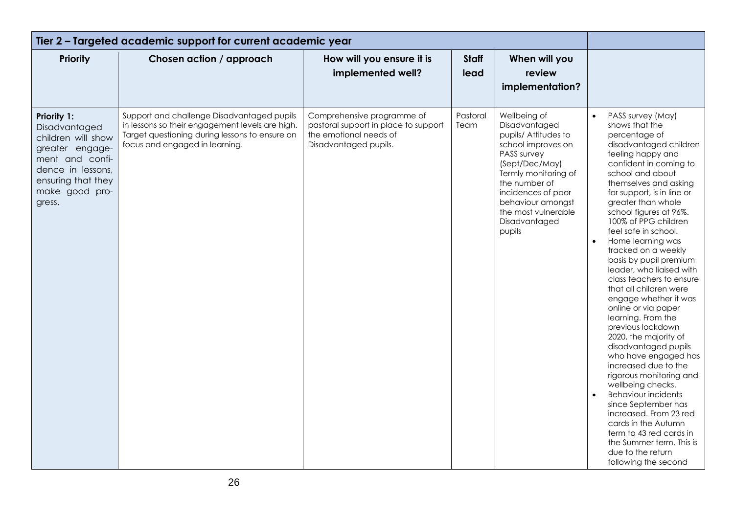| Tier 2 – Targeted academic support for current academic year | | | | | |
|---|---|---|---|---|---|
| **Priority** | **Chosen action / approach** | **How will you ensure it is implemented well?** | **Staff lead** | **When will you review implementation?** | |
| **Priority 1:** Disadvantaged children will show greater engagement and confidence in lessons, ensuring that they make good progress. | Support and challenge Disadvantaged pupils in lessons so their engagement levels are high. Target questioning during lessons to ensure on focus and engaged in learning. | Comprehensive programme of pastoral support in place to support the emotional needs of Disadvantaged pupils. | Pastoral Team | Wellbeing of Disadvantaged pupils/ Attitudes to school improves on PASS survey (Sept/Dec/May) Termly monitoring of the number of incidences of poor behaviour amongst the most vulnerable Disadvantaged pupils | • PASS survey (May) shows that the percentage of disadvantaged children feeling happy and confident in coming to school and about themselves and asking for support, is in line or greater than whole school figures at 96%. 100% of PPG children feel safe in school.<br>• Home learning was tracked on a weekly basis by pupil premium leader, who liaised with class teachers to ensure that all children were engage whether it was online or via paper learning. From the previous lockdown 2020, the majority of disadvantaged pupils who have engaged has increased due to the rigorous monitoring and wellbeing checks.<br>• Behaviour incidents since September has increased. From 23 red cards in the Autumn term to 43 red cards in the Summer term. This is due to the return following the second |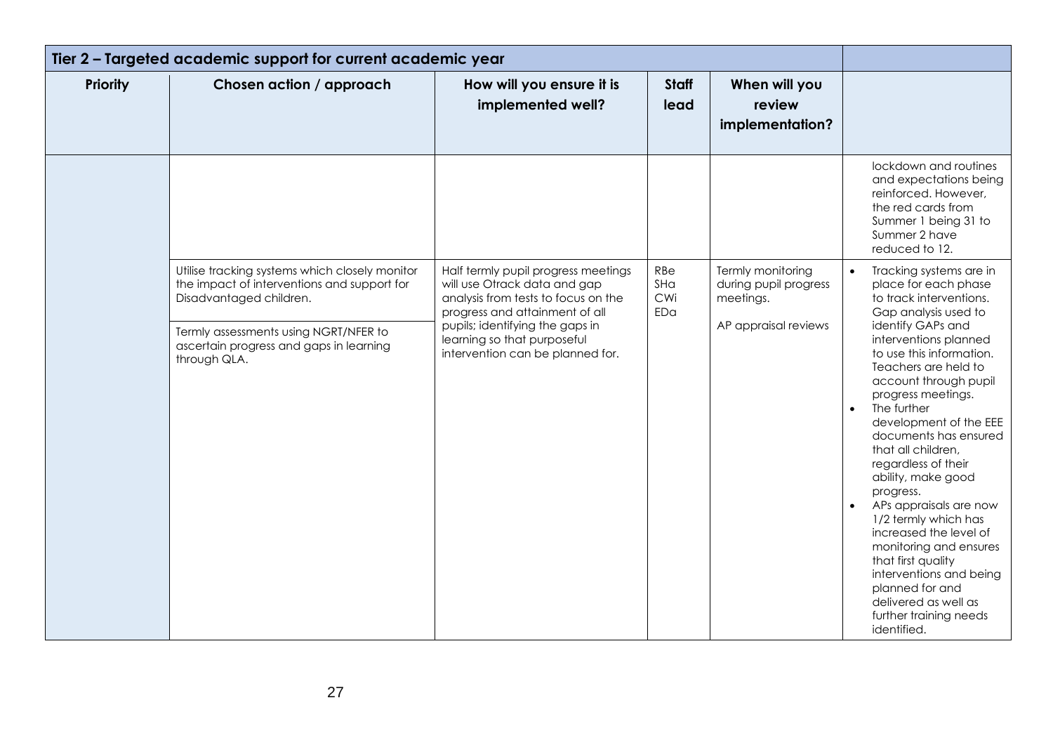| Tier 2 – Targeted academic support for current academic year | | | | | |
|---|---|---|---|---|---|
| **Priority** | **Chosen action / approach** | **How will you ensure it is implemented well?** | **Staff lead** | **When will you review implementation?** | |
| | | | | | lockdown and routines and expectations being reinforced. However, the red cards from Summer 1 being 31 to Summer 2 have reduced to 12. |
| | Utilise tracking systems which closely monitor the impact of interventions and support for Disadvantaged children.<br><br>Termly assessments using NGRT/NFER to ascertain progress and gaps in learning through QLA. | Half termly pupil progress meetings will use Otrack data and gap analysis from tests to focus on the progress and attainment of all pupils; identifying the gaps in learning so that purposeful intervention can be planned for. | RBe<br>SHa<br>CWi<br>EDa | Termly monitoring during pupil progress meetings.<br><br>AP appraisal reviews | • Tracking systems are in place for each phase to track interventions. Gap analysis used to identify GAPs and interventions planned to use this information. Teachers are held to account through pupil progress meetings.<br>• The further development of the EEE documents has ensured that all children, regardless of their ability, make good progress.<br>• APs appraisals are now 1/2 termly which has increased the level of monitoring and ensures that first quality interventions and being planned for and delivered as well as further training needs identified. |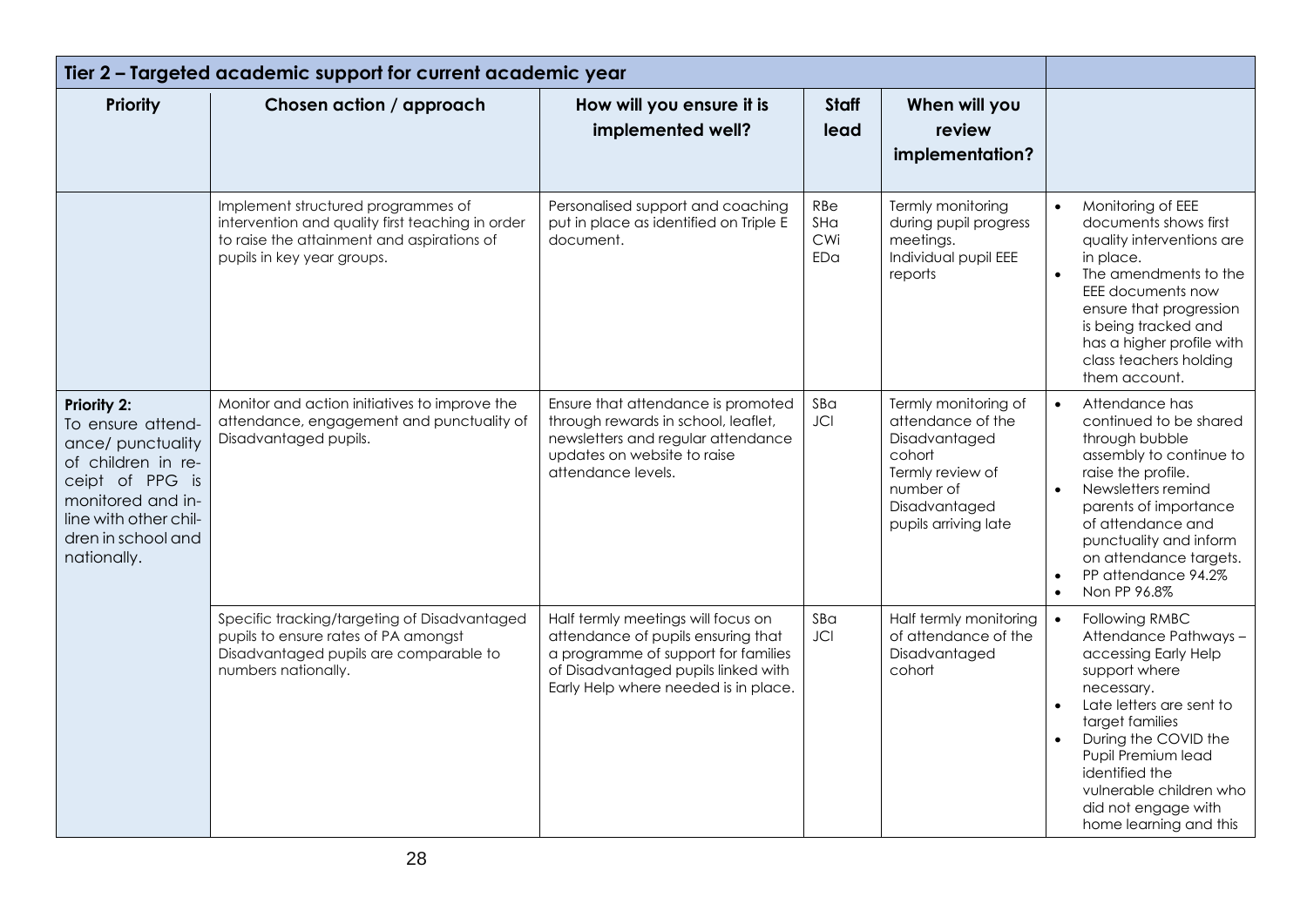| Tier 2 – Targeted academic support for current academic year | | | | | |
|---|---|---|---|---|---|
| **Priority** | **Chosen action / approach** | **How will you ensure it is implemented well?** | **Staff lead** | **When will you review implementation?** | |
| | Implement structured programmes of intervention and quality first teaching in order to raise the attainment and aspirations of pupils in key year groups. | Personalised support and coaching put in place as identified on Triple E document. | RBe SHa CWi EDa | Termly monitoring during pupil progress meetings. Individual pupil EEE reports | • Monitoring of EEE documents shows first quality interventions are in place. • The amendments to the EEE documents now ensure that progression is being tracked and has a higher profile with class teachers holding them account. |
| **Priority 2:** To ensure attendance/ punctuality of children in receipt of PPG is monitored and in-line with other children in school and nationally. | Monitor and action initiatives to improve the attendance, engagement and punctuality of Disadvantaged pupils. | Ensure that attendance is promoted through rewards in school, leaflet, newsletters and regular attendance updates on website to raise attendance levels. | SBa JCl | Termly monitoring of attendance of the Disadvantaged cohort Termly review of number of Disadvantaged pupils arriving late | • Attendance has continued to be shared through bubble assembly to continue to raise the profile. • Newsletters remind parents of importance of attendance and punctuality and inform on attendance targets. • PP attendance 94.2% • Non PP 96.8% |
| | Specific tracking/targeting of Disadvantaged pupils to ensure rates of PA amongst Disadvantaged pupils are comparable to numbers nationally. | Half termly meetings will focus on attendance of pupils ensuring that a programme of support for families of Disadvantaged pupils linked with Early Help where needed is in place. | SBa JCl | Half termly monitoring of attendance of the Disadvantaged cohort | • Following RMBC Attendance Pathways – accessing Early Help support where necessary. • Late letters are sent to target families • During the COVID the Pupil Premium lead identified the vulnerable children who did not engage with home learning and this |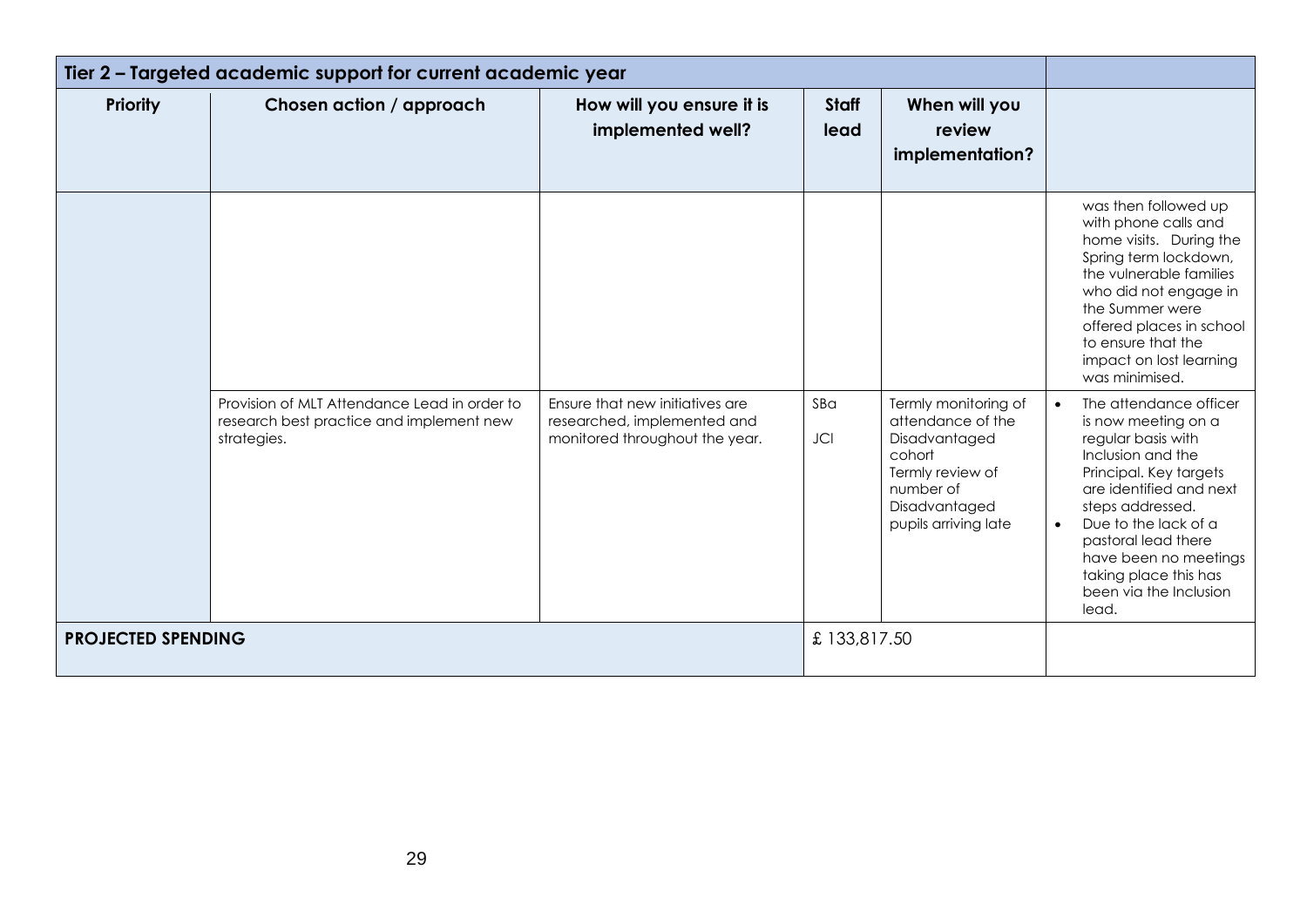| Tier 2 – Targeted academic support for current academic year | | | | | |
|---|---|---|---|---|---|
| **Priority** | **Chosen action / approach** | **How will you ensure it is implemented well?** | **Staff lead** | **When will you review implementation?** | |
| | | | | | was then followed up with phone calls and home visits. During the Spring term lockdown, the vulnerable families who did not engage in the Summer were offered places in school to ensure that the impact on lost learning was minimised. |
| | Provision of MLT Attendance Lead in order to research best practice and implement new strategies. | Ensure that new initiatives are researched, implemented and monitored throughout the year. | SBa<br>JCI | Termly monitoring of attendance of the Disadvantaged cohort<br>Termly review of number of Disadvantaged pupils arriving late | • The attendance officer is now meeting on a regular basis with Inclusion and the Principal. Key targets are identified and next steps addressed.<br>• Due to the lack of a pastoral lead there have been no meetings taking place this has been via the Inclusion lead. |
| **PROJECTED SPENDING** | | | £ 133,817.50 | | |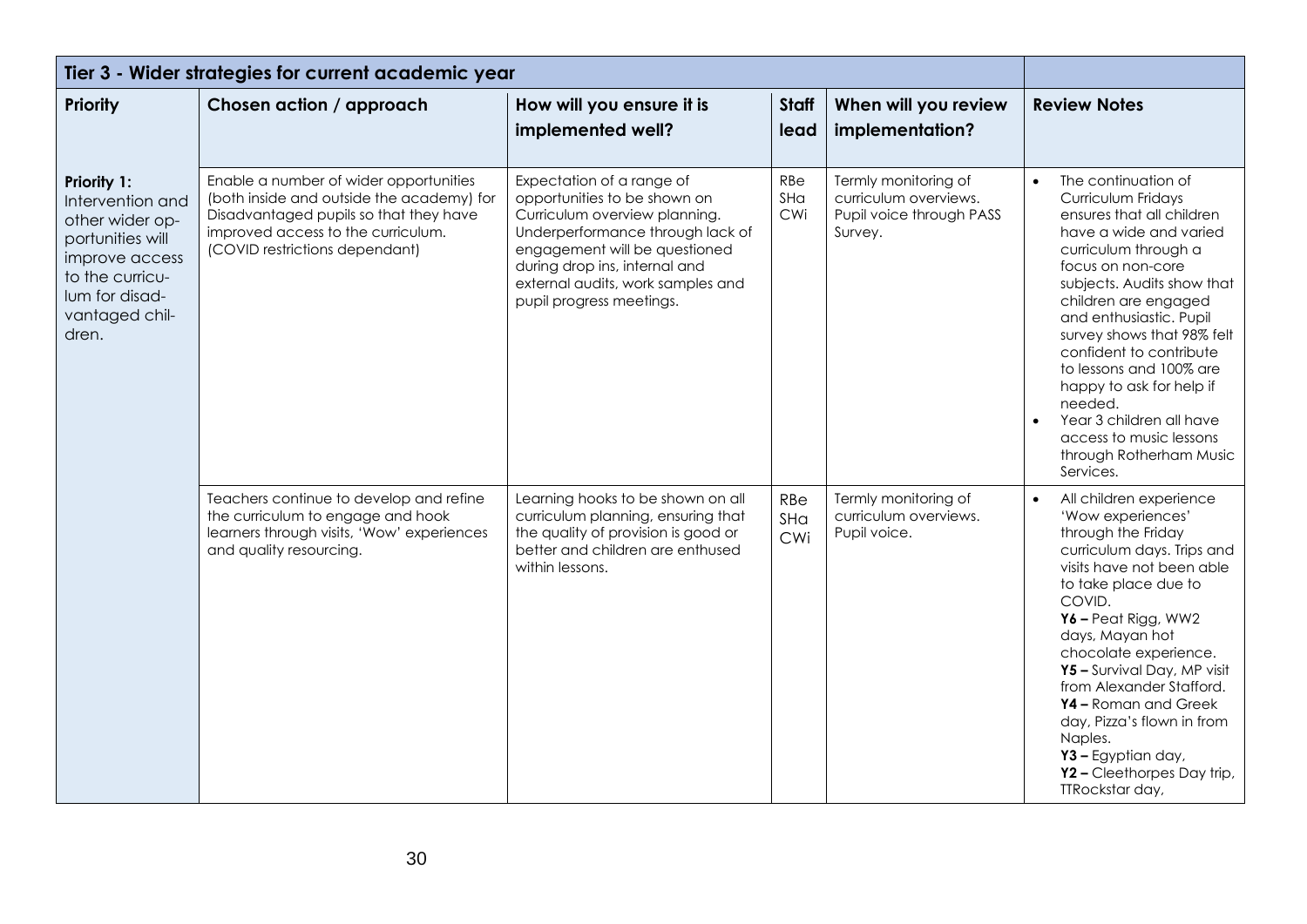| Tier 3 - Wider strategies for current academic year | | | | | |
|---|---|---|---|---|---|
| **Priority** | **Chosen action / approach** | **How will you ensure it is implemented well?** | **Staff lead** | **When will you review implementation?** | **Review Notes** |
| **Priority 1:** Intervention and other wider opportunities will improve access to the curriculum for disadvantaged children. | Enable a number of wider opportunities (both inside and outside the academy) for Disadvantaged pupils so that they have improved access to the curriculum. (COVID restrictions dependant) | Expectation of a range of opportunities to be shown on Curriculum overview planning. Underperformance through lack of engagement will be questioned during drop ins, internal and external audits, work samples and pupil progress meetings. | RBe SHa CWi | Termly monitoring of curriculum overviews. Pupil voice through PASS Survey. | • The continuation of Curriculum Fridays ensures that all children have a wide and varied curriculum through a focus on non-core subjects. Audits show that children are engaged and enthusiastic. Pupil survey shows that 98% felt confident to contribute to lessons and 100% are happy to ask for help if needed.<br>• Year 3 children all have access to music lessons through Rotherham Music Services. |
| | Teachers continue to develop and refine the curriculum to engage and hook learners through visits, 'Wow' experiences and quality resourcing. | Learning hooks to be shown on all curriculum planning, ensuring that the quality of provision is good or better and children are enthused within lessons. | RBe SHa CWi | Termly monitoring of curriculum overviews. Pupil voice. | • All children experience 'Wow experiences' through the Friday curriculum days. Trips and visits have not been able to take place due to COVID.<br>**Y6 –** Peat Rigg, WW2 days, Mayan hot chocolate experience.<br>**Y5 –** Survival Day, MP visit from Alexander Stafford.<br>**Y4 –** Roman and Greek day, Pizza's flown in from Naples.<br>**Y3 –** Egyptian day,<br>**Y2 –** Cleethorpes Day trip, TTRockstar day, |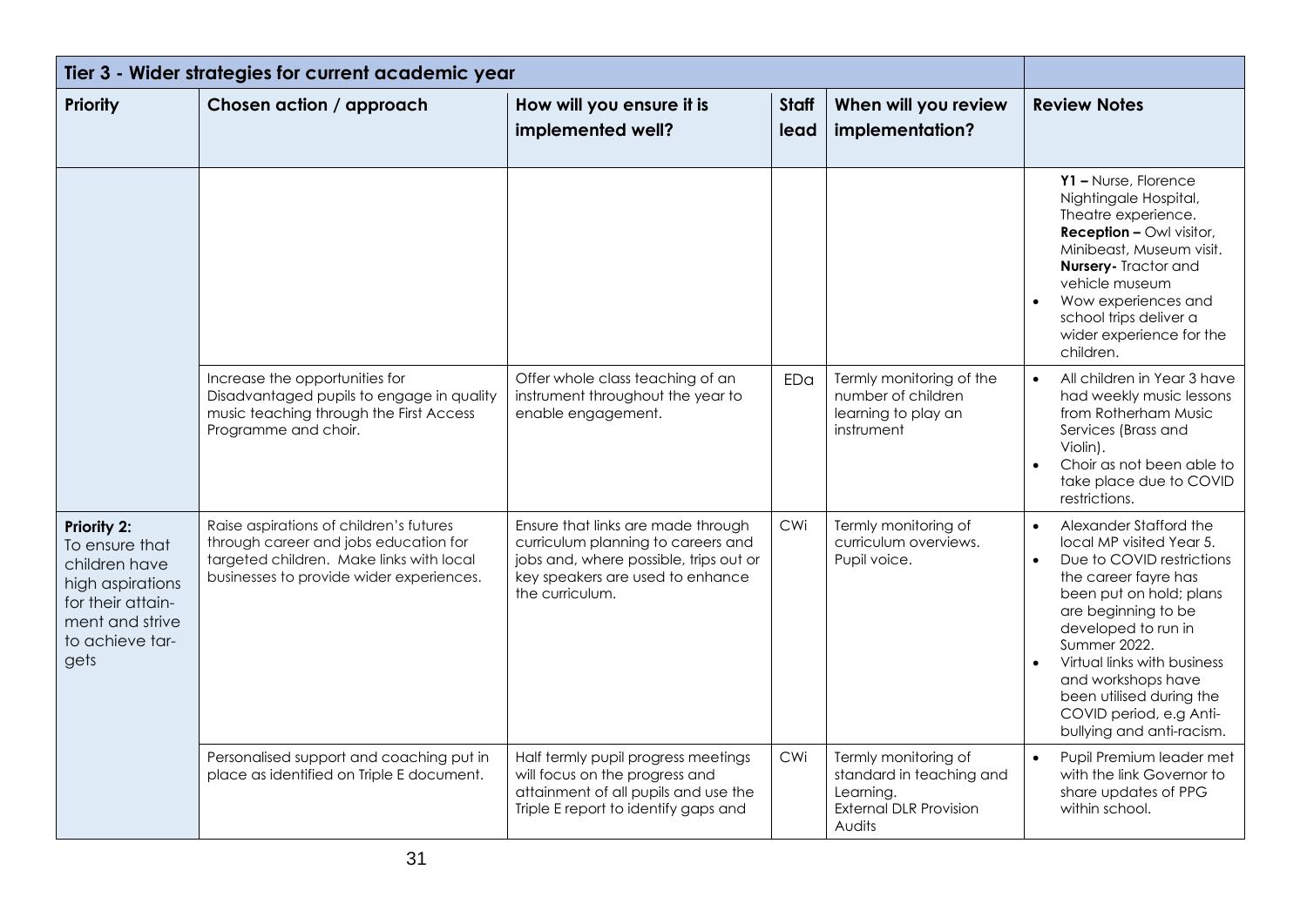| Tier 3 - Wider strategies for current academic year | | | | | |
|---|---|---|---|---|---|
| **Priority** | **Chosen action / approach** | **How will you ensure it is implemented well?** | **Staff lead** | **When will you review implementation?** | **Review Notes** |
| | | | | | **Y1 –** Nurse, Florence Nightingale Hospital, Theatre experience.<br>**Reception –** Owl visitor, Minibeast, Museum visit.<br>**Nursery-** Tractor and vehicle museum<br>• Wow experiences and school trips deliver a wider experience for the children. |
| | Increase the opportunities for Disadvantaged pupils to engage in quality music teaching through the First Access Programme and choir. | Offer whole class teaching of an instrument throughout the year to enable engagement. | EDa | Termly monitoring of the number of children learning to play an instrument | • All children in Year 3 have had weekly music lessons from Rotherham Music Services (Brass and Violin).<br>• Choir as not been able to take place due to COVID restrictions. |
| **Priority 2:** To ensure that children have high aspirations for their attain-ment and strive to achieve tar-gets | Raise aspirations of children's futures through career and jobs education for targeted children. Make links with local businesses to provide wider experiences. | Ensure that links are made through curriculum planning to careers and jobs and, where possible, trips out or key speakers are used to enhance the curriculum. | CWi | Termly monitoring of curriculum overviews. Pupil voice. | • Alexander Stafford the local MP visited Year 5.<br>• Due to COVID restrictions the career fayre has been put on hold; plans are beginning to be developed to run in Summer 2022.<br>• Virtual links with business and workshops have been utilised during the COVID period, e.g Anti-bullying and anti-racism. |
| | Personalised support and coaching put in place as identified on Triple E document. | Half termly pupil progress meetings will focus on the progress and attainment of all pupils and use the Triple E report to identify gaps and | CWi | Termly monitoring of standard in teaching and Learning. External DLR Provision Audits | • Pupil Premium leader met with the link Governor to share updates of PPG within school. |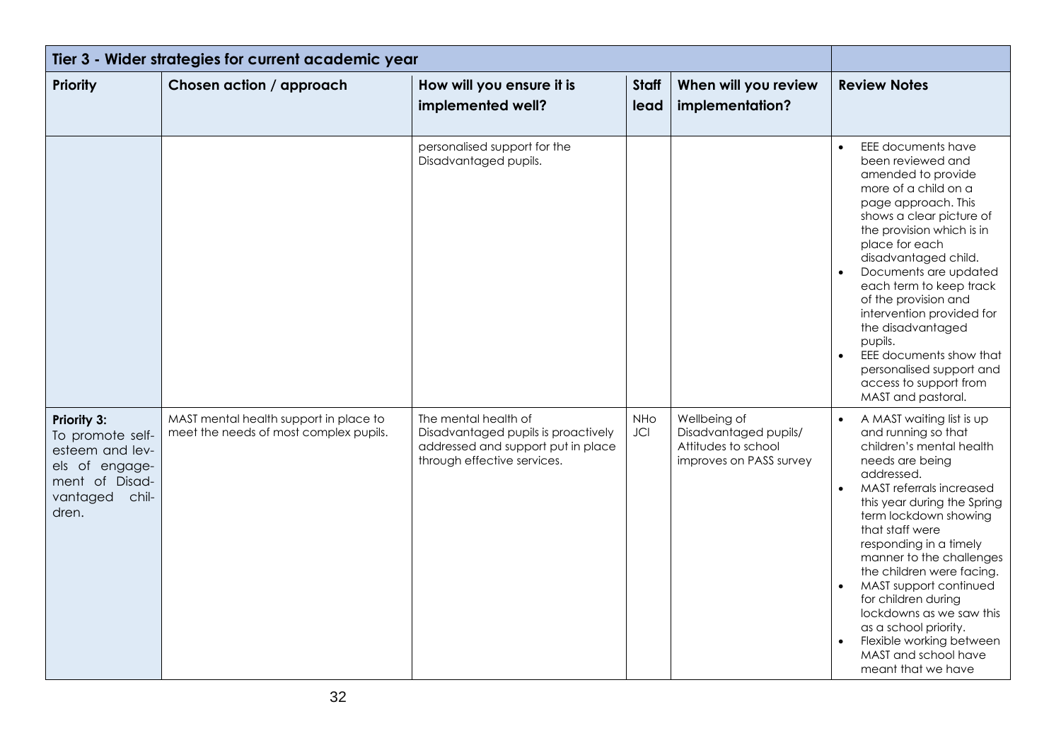| Tier 3 - Wider strategies for current academic year | | | | | |
|---|---|---|---|---|---|
| **Priority** | **Chosen action / approach** | **How will you ensure it is implemented well?** | **Staff lead** | **When will you review implementation?** | **Review Notes** |
| | | personalised support for the Disadvantaged pupils. | | | • EEE documents have been reviewed and amended to provide more of a child on a page approach. This shows a clear picture of the provision which is in place for each disadvantaged child.<br>• Documents are updated each term to keep track of the provision and intervention provided for the disadvantaged pupils.<br>• EEE documents show that personalised support and access to support from MAST and pastoral. |
| **Priority 3:** To promote self-esteem and levels of engagement of Disadvantaged children. | MAST mental health support in place to meet the needs of most complex pupils. | The mental health of Disadvantaged pupils is proactively addressed and support put in place through effective services. | NHo JCl | Wellbeing of Disadvantaged pupils/ Attitudes to school improves on PASS survey | • A MAST waiting list is up and running so that children's mental health needs are being addressed.<br>• MAST referrals increased this year during the Spring term lockdown showing that staff were responding in a timely manner to the challenges the children were facing.<br>• MAST support continued for children during lockdowns as we saw this as a school priority.<br>• Flexible working between MAST and school have meant that we have |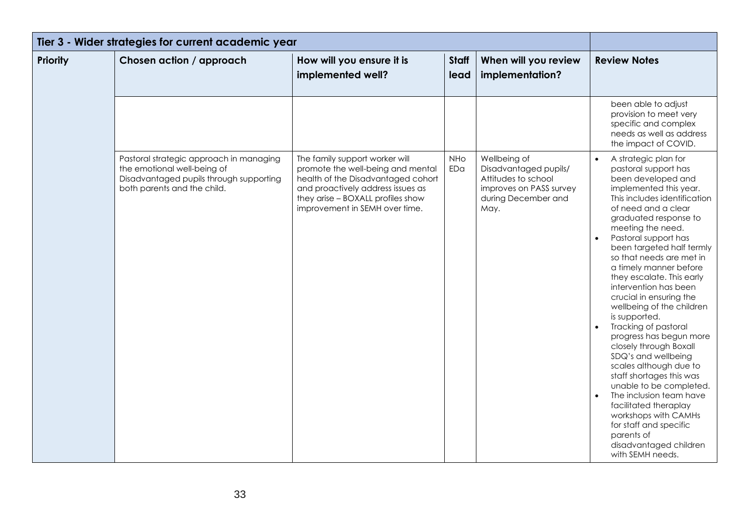| Tier 3 - Wider strategies for current academic year | | | | | |
|---|---|---|---|---|---|
| **Priority** | **Chosen action / approach** | **How will you ensure it is implemented well?** | **Staff lead** | **When will you review implementation?** | **Review Notes** |
| | | | | | been able to adjust provision to meet very specific and complex needs as well as address the impact of COVID. |
| | Pastoral strategic approach in managing the emotional well-being of Disadvantaged pupils through supporting both parents and the child. | The family support worker will promote the well-being and mental health of the Disadvantaged cohort and proactively address issues as they arise – BOXALL profiles show improvement in SEMH over time. | NHo EDa | Wellbeing of Disadvantaged pupils/ Attitudes to school improves on PASS survey during December and May. | • A strategic plan for pastoral support has been developed and implemented this year. This includes identification of need and a clear graduated response to meeting the need. <br> • Pastoral support has been targeted half termly so that needs are met in a timely manner before they escalate. This early intervention has been crucial in ensuring the wellbeing of the children is supported. <br> • Tracking of pastoral progress has begun more closely through Boxall SDQ's and wellbeing scales although due to staff shortages this was unable to be completed. <br> • The inclusion team have facilitated theraplay workshops with CAMHs for staff and specific parents of disadvantaged children with SEMH needs. |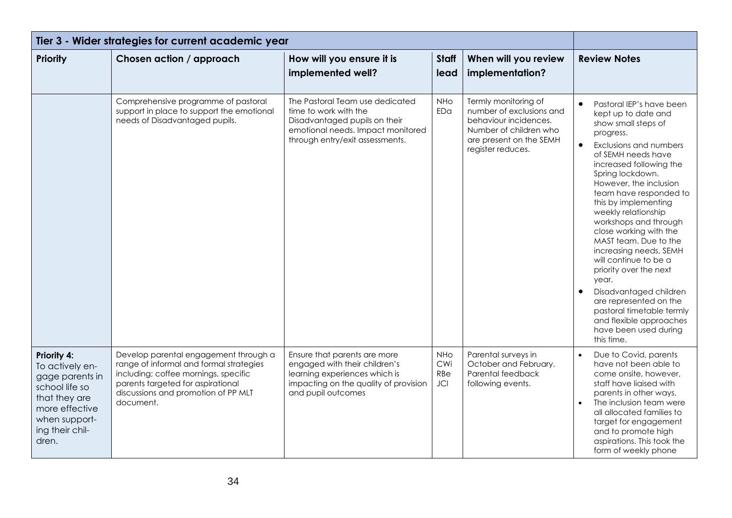| Tier 3 - Wider strategies for current academic year | | | | | |
|---|---|---|---|---|---|
| **Priority** | **Chosen action / approach** | **How will you ensure it is implemented well?** | **Staff lead** | **When will you review implementation?** | **Review Notes** |
| | Comprehensive programme of pastoral support in place to support the emotional needs of Disadvantaged pupils. | The Pastoral Team use dedicated time to work with the Disadvantaged pupils on their emotional needs. Impact monitored through entry/exit assessments. | NHo EDa | Termly monitoring of number of exclusions and behaviour incidences. Number of children who are present on the SEMH register reduces. | • Pastoral IEP's have been kept up to date and show small steps of progress.<br>• Exclusions and numbers of SEMH needs have increased following the Spring lockdown. However, the inclusion team have responded to this by implementing weekly relationship workshops and through close working with the MAST team. Due to the increasing needs, SEMH will continue to be a priority over the next year.<br>• Disadvantaged children are represented on the pastoral timetable termly and flexible approaches have been used during this time. |
| **Priority 4:** To actively engage parents in school life so that they are more effective when supporting their children. | Develop parental engagement through a range of informal and formal strategies including; coffee mornings, specific parents targeted for aspirational discussions and promotion of PP MLT document. | Ensure that parents are more engaged with their children's learning experiences which is impacting on the quality of provision and pupil outcomes | NHo CWi RBe JCl | Parental surveys in October and February. Parental feedback following events. | • Due to Covid, parents have not been able to come onsite, however, staff have liaised with parents in other ways.<br>• The inclusion team were all allocated families to target for engagement and to promote high aspirations. This took the form of weekly phone |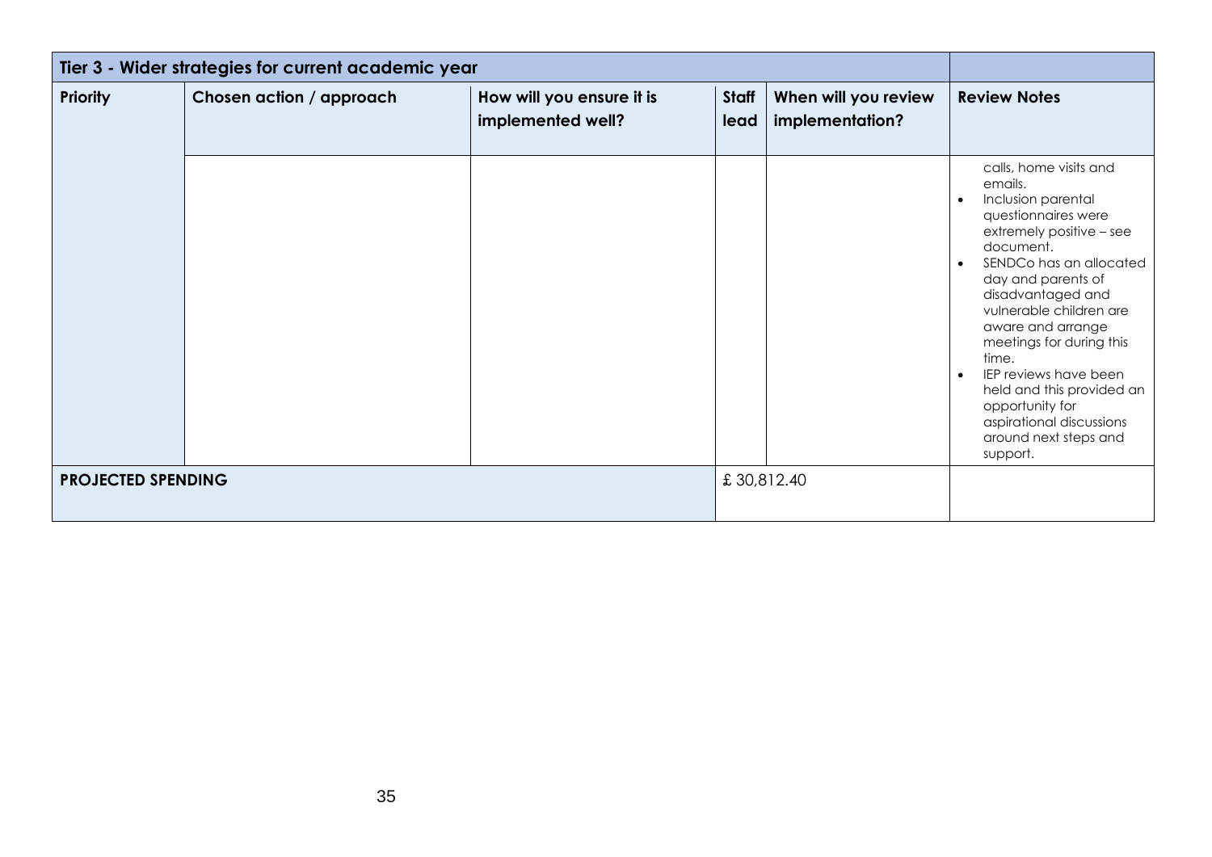| Tier 3 - Wider strategies for current academic year | | | | | |
|---|---|---|---|---|---|
| **Priority** | **Chosen action / approach** | **How will you ensure it is implemented well?** | **Staff lead** | **When will you review implementation?** | **Review Notes** |
| | | | | | calls, home visits and emails.<br>• Inclusion parental questionnaires were extremely positive – see document.<br>• SENDCo has an allocated day and parents of disadvantaged and vulnerable children are aware and arrange meetings for during this time.<br>• IEP reviews have been held and this provided an opportunity for aspirational discussions around next steps and support. |
| **PROJECTED SPENDING** | | | £ 30,812.40 | | |